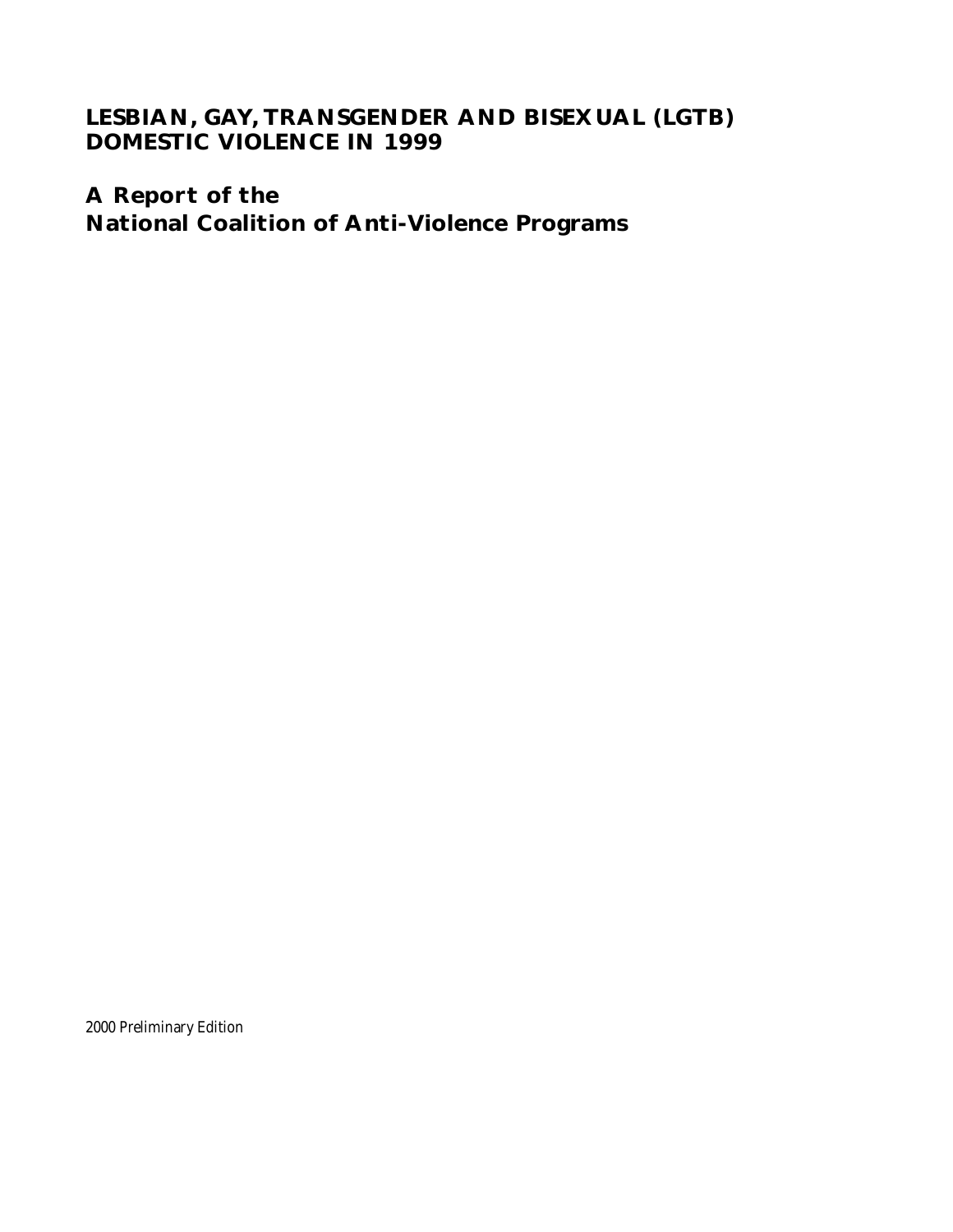# LESBIAN, GAY, TRANSGENDER AND BISEXUAL (LGTB) DOMESTIC VIOLENCE IN 1999

## A Report of the National Coalition of Anti-Violence Programs

2000 Preliminary Edition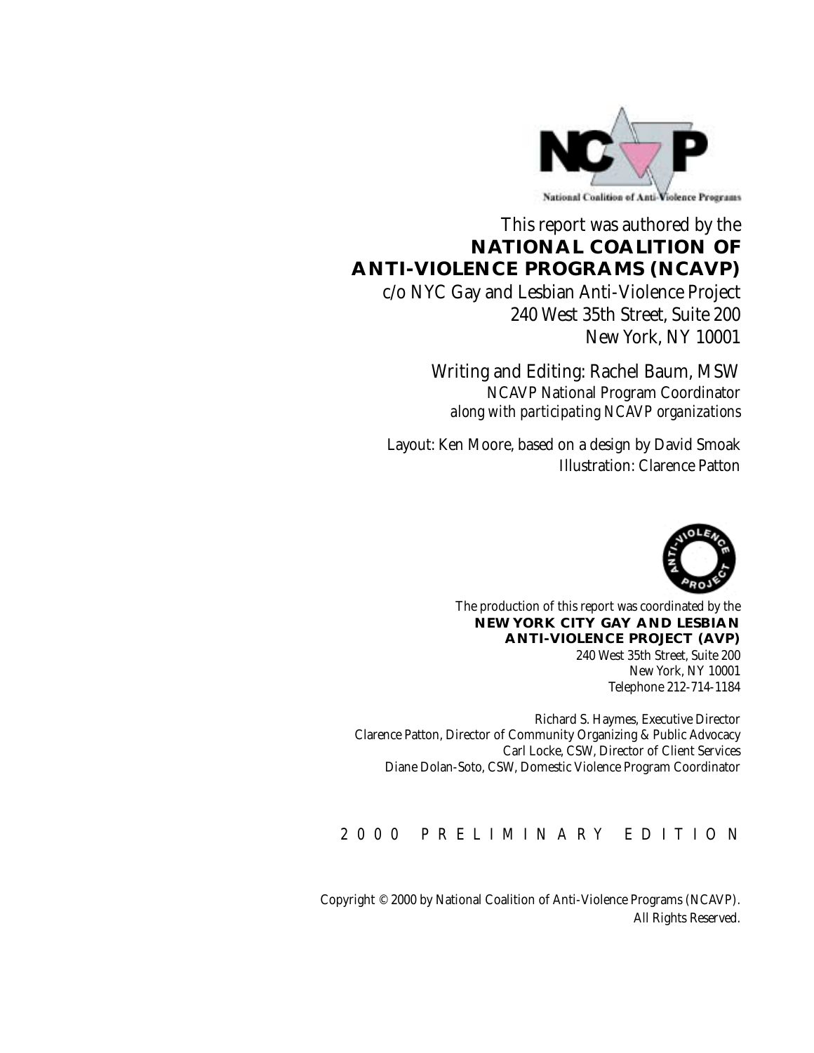National Coalition of Anti-Violence Programs

This report was authored by the
**NATIONAL COALITION OF ANTI-VIOLENCE PROGRAMS (NCAVP)**
c/o NYC Gay and Lesbian Anti-Violence Project
240 West 35th Street, Suite 200
New York, NY 10001

Writing and Editing: Rachel Baum, MSW
*NCAVP National Program Coordinator*
*along with participating NCAVP organizations*

Layout: Ken Moore, based on a design by David Smoak
Illustration: Clarence Patton

The production of this report was coordinated by the
**NEW YORK CITY GAY AND LESBIAN ANTI-VIOLENCE PROJECT (AVP)**
240 West 35th Street, Suite 200
New York, NY 10001
Telephone 212-714-1184

Richard S. Haymes, Executive Director
Clarence Patton, Director of Community Organizing & Public Advocacy
Carl Locke, CSW, Director of Client Services
Diane Dolan-Soto, CSW, Domestic Violence Program Coordinator

2000 PRELIMINARY EDITION

Copyright © 2000 by National Coalition of Anti-Violence Programs (NCAVP).
All Rights Reserved.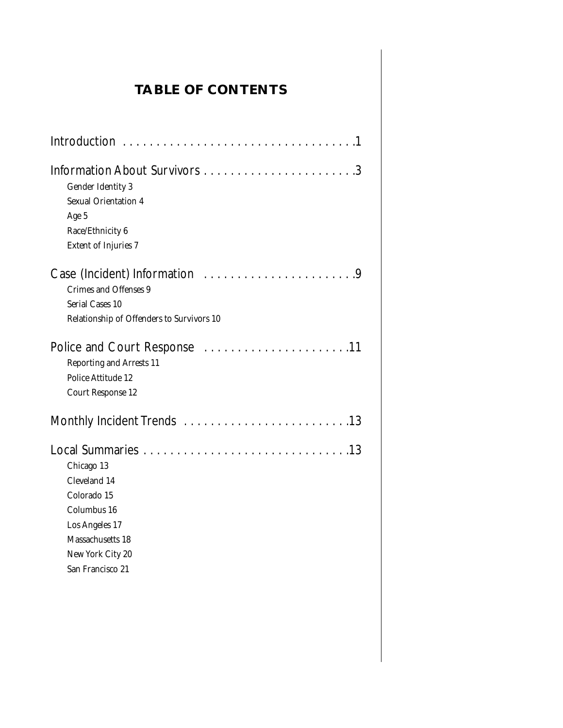# TABLE OF CONTENTS

Introduction . . . . . . . . . . . . . . . . . . . . . . . . . . . . . . . . . . .1

Information About Survivors . . . . . . . . . . . . . . . . . . . . . . . .3

- Gender Identity 3
- Sexual Orientation 4
- Age 5
- Race/Ethnicity 6
- Extent of Injuries 7

Case (Incident) Information . . . . . . . . . . . . . . . . . . . . . . .9

- Crimes and Offenses 9
- Serial Cases 10
- Relationship of Offenders to Survivors 10

Police and Court Response . . . . . . . . . . . . . . . . . . . . . .11

- Reporting and Arrests 11
- Police Attitude 12
- Court Response 12

Monthly Incident Trends . . . . . . . . . . . . . . . . . . . . . . . . .13

Local Summaries . . . . . . . . . . . . . . . . . . . . . . . . . . . . . .13

- Chicago 13
- Cleveland 14
- Colorado 15
- Columbus 16
- Los Angeles 17
- Massachusetts 18
- New York City 20
- San Francisco 21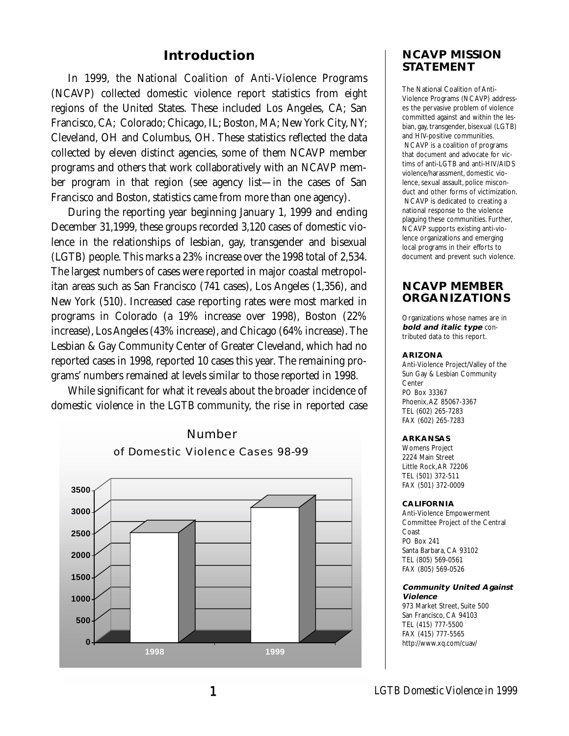# Introduction

In 1999, the National Coalition of Anti-Violence Programs (NCAVP) collected domestic violence report statistics from eight regions of the United States. These included Los Angeles, CA; San Francisco, CA; Colorado; Chicago, IL; Boston, MA; New York City, NY; Cleveland, OH and Columbus, OH. These statistics reflected the data collected by eleven distinct agencies, some of them NCAVP member programs and others that work collaboratively with an NCAVP member program in that region (see agency list—in the cases of San Francisco and Boston, statistics came from more than one agency).

During the reporting year beginning January 1, 1999 and ending December 31,1999, these groups recorded 3,120 cases of domestic violence in the relationships of lesbian, gay, transgender and bisexual (LGTB) people. This marks a 23% increase over the 1998 total of 2,534. The largest numbers of cases were reported in major coastal metropolitan areas such as San Francisco (741 cases), Los Angeles (1,356), and New York (510). Increased case reporting rates were most marked in programs in Colorado (a 19% increase over 1998), Boston (22% increase), Los Angeles (43% increase), and Chicago (64% increase). The Lesbian & Gay Community Center of Greater Cleveland, which had no reported cases in 1998, reported 10 cases this year. The remaining programs' numbers remained at levels similar to those reported in 1998.

While significant for what it reveals about the broader incidence of domestic violence in the LGTB community, the rise in reported case

Number of Domestic Violence Cases 98-99

| Year | Cases |
|---|---|
| 1998 | 2,534 |
| 1999 | 3,120 |

## NCAVP MISSION STATEMENT

The National Coalition of Anti-Violence Programs (NCAVP) addresses the pervasive problem of violence committed against and within the lesbian, gay, transgender, bisexual (LGTB) and HIV-positive communities.

NCAVP is a coalition of programs that document and advocate for victims of anti-LGTB and anti-HIV/AIDS violence/harassment, domestic violence, sexual assault, police misconduct and other forms of victimization.

NCAVP is dedicated to creating a national response to the violence plaguing these communities. Further, NCAVP supports existing anti-violence organizations and emerging local programs in their efforts to document and prevent such violence.

## NCAVP MEMBER ORGANIZATIONS

Organizations whose names are in ***bold and italic type*** contributed data to this report.

**ARIZONA**

Anti-Violence Project/Valley of the Sun Gay & Lesbian Community Center
PO Box 33367
Phoenix,AZ 85067-3367
TEL (602) 265-7283
FAX (602) 265-7283

**ARKANSAS**

Womens Project
2224 Main Street
Little Rock,AR 72206
TEL (501) 372-511
FAX (501) 372-0009

**CALIFORNIA**

Anti-Violence Empowerment Committee Project of the Central Coast
PO Box 241
Santa Barbara, CA 93102
TEL (805) 569-0561
FAX (805) 569-0526

***Community United Against Violence***
973 Market Street, Suite 500
San Francisco, CA 94103
TEL (415) 777-5500
FAX (415) 777-5565
http://www.xq.com/cuav/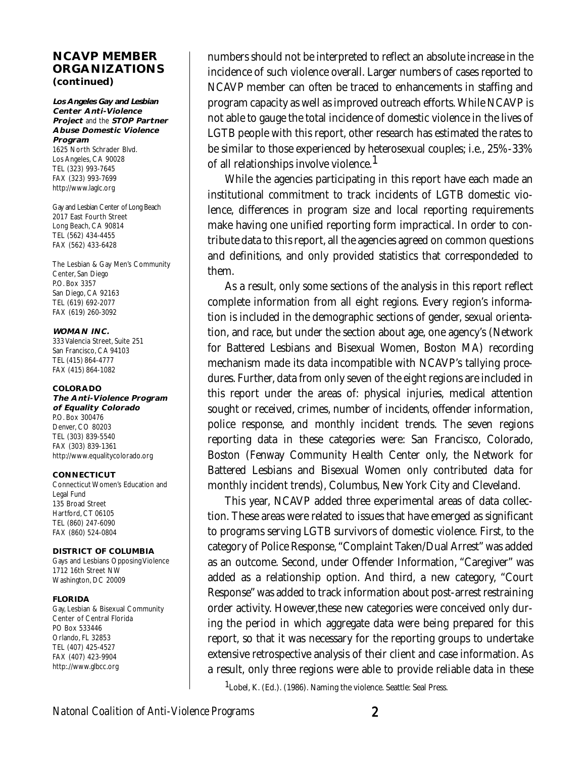## NCAVP MEMBER ORGANIZATIONS (continued)

**Los Angeles Gay and Lesbian Center Anti-Violence Project** and the **STOP Partner Abuse Domestic Violence Program**
1625 North Schrader Blvd.
Los Angeles, CA 90028
TEL (323) 993-7645
FAX (323) 993-7699
http://www.laglc.org

Gay and Lesbian Center of Long Beach
2017 East Fourth Street
Long Beach, CA 90814
TEL (562) 434-4455
FAX (562) 433-6428

The Lesbian & Gay Men's Community Center, San Diego
P.O. Box 3357
San Diego, CA 92163
TEL (619) 692-2077
FAX (619) 260-3092

**WOMAN INC.**
333 Valencia Street, Suite 251
San Francisco, CA 94103
TEL (415) 864-4777
FAX (415) 864-1082

**COLORADO**
**The Anti-Violence Program of Equality Colorado**
P.O. Box 300476
Denver, CO 80203
TEL (303) 839-5540
FAX (303) 839-1361
http://www.equalitycolorado.org

**CONNECTICUT**
Connecticut Women's Education and Legal Fund
135 Broad Street
Hartford, CT 06105
TEL (860) 247-6090
FAX (860) 524-0804

**DISTRICT OF COLUMBIA**
Gays and Lesbians Opposing Violence
1712 16th Street NW
Washington, DC 20009

**FLORIDA**
Gay, Lesbian & Bisexual Community Center of Central Florida
PO Box 533446
Orlando, FL 32853
TEL (407) 425-4527
FAX (407) 423-9904
http:.//www.glbcc.org

numbers should not be interpreted to reflect an absolute increase in the incidence of such violence overall. Larger numbers of cases reported to NCAVP member can often be traced to enhancements in staffing and program capacity as well as improved outreach efforts. While NCAVP is not able to gauge the total incidence of domestic violence in the lives of LGTB people with this report, other research has estimated the rates to be similar to those experienced by heterosexual couples; i.e., 25%-33% of all relationships involve violence.[1]

While the agencies participating in this report have each made an institutional commitment to track incidents of LGTB domestic violence, differences in program size and local reporting requirements make having one unified reporting form impractical. In order to contribute data to this report, all the agencies agreed on common questions and definitions, and only provided statistics that correspondeded to them.

As a result, only some sections of the analysis in this report reflect complete information from all eight regions. Every region's information is included in the demographic sections of gender, sexual orientation, and race, but under the section about age, one agency's (Network for Battered Lesbians and Bisexual Women, Boston MA) recording mechanism made its data incompatible with NCAVP's tallying procedures. Further, data from only seven of the eight regions are included in this report under the areas of: physical injuries, medical attention sought or received, crimes, number of incidents, offender information, police response, and monthly incident trends. The seven regions reporting data in these categories were: San Francisco, Colorado, Boston (Fenway Community Health Center only, the Network for Battered Lesbians and Bisexual Women only contributed data for monthly incident trends), Columbus, New York City and Cleveland.

This year, NCAVP added three experimental areas of data collection. These areas were related to issues that have emerged as significant to programs serving LGTB survivors of domestic violence. First, to the category of Police Response, "Complaint Taken/Dual Arrest" was added as an outcome. Second, under Offender Information, "Caregiver" was added as a relationship option. And third, a new category, "Court Response" was added to track information about post-arrest restraining order activity. However,these new categories were conceived only during the period in which aggregate data were being prepared for this report, so that it was necessary for the reporting groups to undertake extensive retrospective analysis of their client and case information. As a result, only three regions were able to provide reliable data in these

[1] Lobel, K. (Ed.). (1986). Naming the violence. Seattle: Seal Press.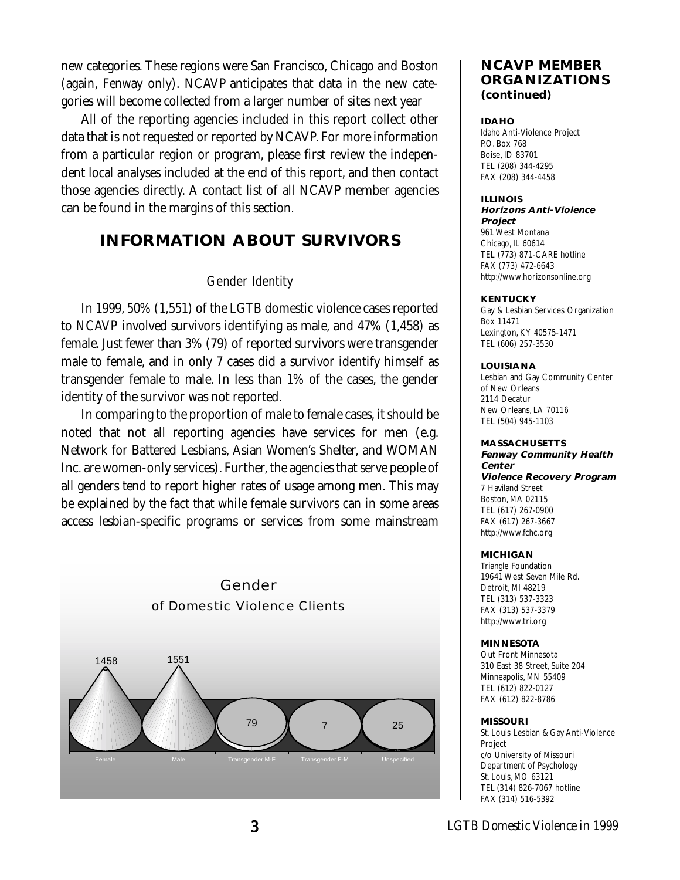new categories. These regions were San Francisco, Chicago and Boston (again, Fenway only). NCAVP anticipates that data in the new categories will become collected from a larger number of sites next year

All of the reporting agencies included in this report collect other data that is not requested or reported by NCAVP. For more information from a particular region or program, please first review the independent local analyses included at the end of this report, and then contact those agencies directly. A contact list of all NCAVP member agencies can be found in the margins of this section.

## INFORMATION ABOUT SURVIVORS

*Gender Identity*

In 1999, 50% (1,551) of the LGTB domestic violence cases reported to NCAVP involved survivors identifying as male, and 47% (1,458) as female. Just fewer than 3% (79) of reported survivors were transgender male to female, and in only 7 cases did a survivor identify himself as transgender female to male. In less than 1% of the cases, the gender identity of the survivor was not reported.

In comparing to the proportion of male to female cases, it should be noted that not all reporting agencies have services for men (e.g. Network for Battered Lesbians, Asian Women's Shelter, and WOMAN Inc. are women-only services). Further, the agencies that serve people of all genders tend to report higher rates of usage among men. This may be explained by the fact that while female survivors can in some areas access lesbian-specific programs or services from some mainstream

**Gender of Domestic Violence Clients**

| Female | Male | Transgender M-F | Transgender F-M | Unspecified |
|---|---|---|---|---|
| 1458 | 1551 | 79 | 7 | 25 |

### NCAVP MEMBER ORGANIZATIONS (continued)

**IDAHO**
Idaho Anti-Violence Project
P.O. Box 768
Boise, ID 83701
TEL (208) 344-4295
FAX (208) 344-4458

**ILLINOIS**
**Horizons Anti-Violence Project**
961 West Montana
Chicago, IL 60614
TEL (773) 871-CARE hotline
FAX (773) 472-6643
http://www.horizonsonline.org

**KENTUCKY**
Gay & Lesbian Services Organization
Box 11471
Lexington, KY 40575-1471
TEL (606) 257-3530

**LOUISIANA**
Lesbian and Gay Community Center of New Orleans
2114 Decatur
New Orleans, LA 70116
TEL (504) 945-1103

**MASSACHUSETTS**
**Fenway Community Health Center**
**Violence Recovery Program**
7 Haviland Street
Boston, MA 02115
TEL (617) 267-0900
FAX (617) 267-3667
http://www.fchc.org

**MICHIGAN**
Triangle Foundation
19641 West Seven Mile Rd.
Detroit, MI 48219
TEL (313) 537-3323
FAX (313) 537-3379
http://www.tri.org

**MINNESOTA**
Out Front Minnesota
310 East 38 Street, Suite 204
Minneapolis, MN 55409
TEL (612) 822-0127
FAX (612) 822-8786

**MISSOURI**
St. Louis Lesbian & Gay Anti-Violence Project
c/o University of Missouri
Department of Psychology
St. Louis, MO 63121
TEL (314) 826-7067 hotline
FAX (314) 516-5392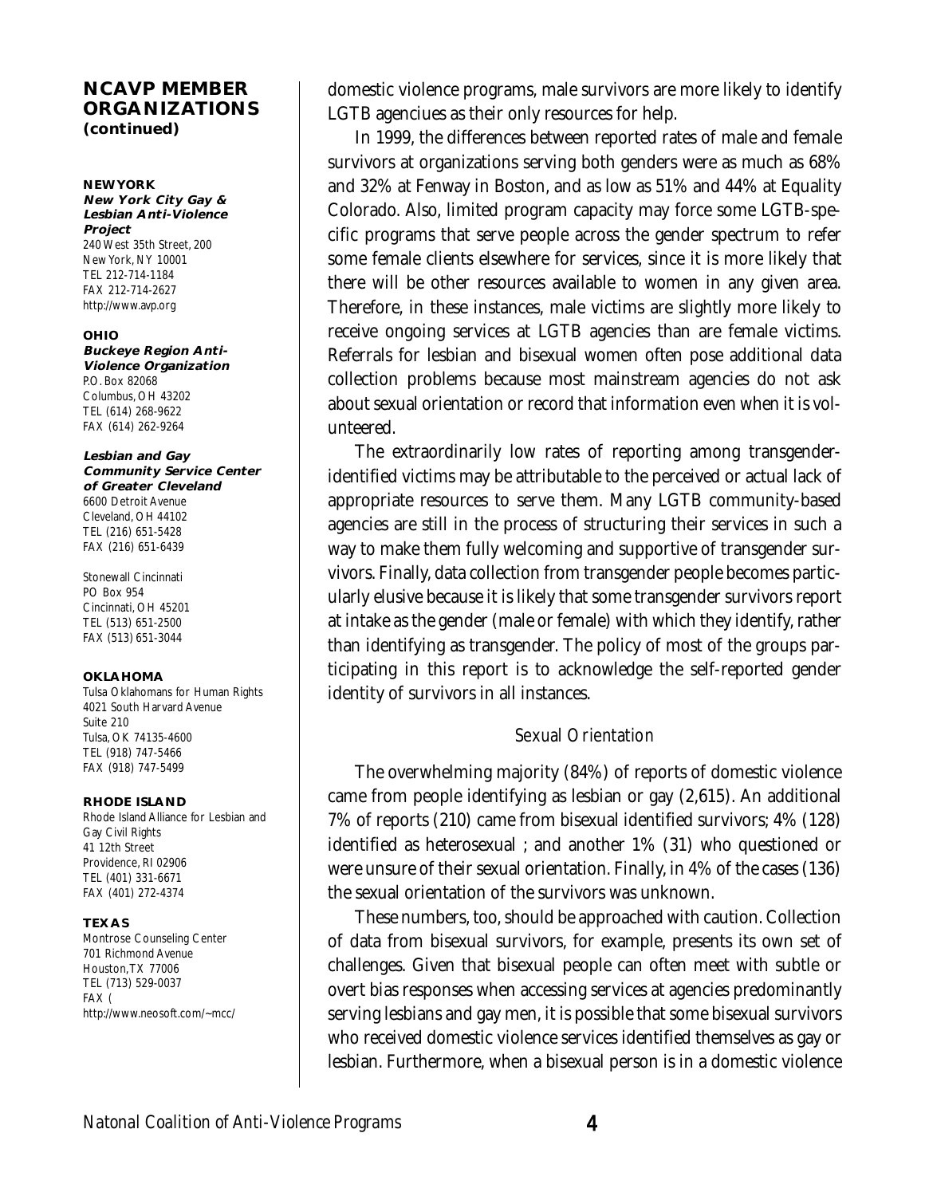## NCAVP MEMBER ORGANIZATIONS (continued)

**NEW YORK**

***New York City Gay & Lesbian Anti-Violence Project***
240 West 35th Street, 200
New York, NY 10001
TEL 212-714-1184
FAX 212-714-2627
http://www.avp.org

**OHIO**

***Buckeye Region Anti-Violence Organization***
P.O. Box 82068
Columbus, OH 43202
TEL (614) 268-9622
FAX (614) 262-9264

***Lesbian and Gay Community Service Center of Greater Cleveland***
6600 Detroit Avenue
Cleveland, OH 44102
TEL (216) 651-5428
FAX (216) 651-6439

Stonewall Cincinnati
PO Box 954
Cincinnati, OH 45201
TEL (513) 651-2500
FAX (513) 651-3044

**OKLAHOMA**

Tulsa Oklahomans for Human Rights
4021 South Harvard Avenue
Suite 210
Tulsa, OK 74135-4600
TEL (918) 747-5466
FAX (918) 747-5499

**RHODE ISLAND**

Rhode Island Alliance for Lesbian and Gay Civil Rights
41 12th Street
Providence, RI 02906
TEL (401) 331-6671
FAX (401) 272-4374

**TEXAS**

Montrose Counseling Center
701 Richmond Avenue
Houston, TX 77006
TEL (713) 529-0037
FAX (
http://www.neosoft.com/~mcc/

domestic violence programs, male survivors are more likely to identify LGTB agenciues as their only resources for help.

In 1999, the differences between reported rates of male and female survivors at organizations serving both genders were as much as 68% and 32% at Fenway in Boston, and as low as 51% and 44% at Equality Colorado. Also, limited program capacity may force some LGTB-specific programs that serve people across the gender spectrum to refer some female clients elsewhere for services, since it is more likely that there will be other resources available to women in any given area. Therefore, in these instances, male victims are slightly more likely to receive ongoing services at LGTB agencies than are female victims. Referrals for lesbian and bisexual women often pose additional data collection problems because most mainstream agencies do not ask about sexual orientation or record that information even when it is volunteered.

The extraordinarily low rates of reporting among transgender-identified victims may be attributable to the perceived or actual lack of appropriate resources to serve them. Many LGTB community-based agencies are still in the process of structuring their services in such a way to make them fully welcoming and supportive of transgender survivors. Finally, data collection from transgender people becomes particularly elusive because it is likely that some transgender survivors report at intake as the gender (male or female) with which they identify, rather than identifying as transgender. The policy of most of the groups participating in this report is to acknowledge the self-reported gender identity of survivors in all instances.

### Sexual Orientation

The overwhelming majority (84%) of reports of domestic violence came from people identifying as lesbian or gay (2,615). An additional 7% of reports (210) came from bisexual identified survivors; 4% (128) identified as heterosexual ; and another 1% (31) who questioned or were unsure of their sexual orientation. Finally, in 4% of the cases (136) the sexual orientation of the survivors was unknown.

These numbers, too, should be approached with caution. Collection of data from bisexual survivors, for example, presents its own set of challenges. Given that bisexual people can often meet with subtle or overt bias responses when accessing services at agencies predominantly serving lesbians and gay men, it is possible that some bisexual survivors who received domestic violence services identified themselves as gay or lesbian. Furthermore, when a bisexual person is in a domestic violence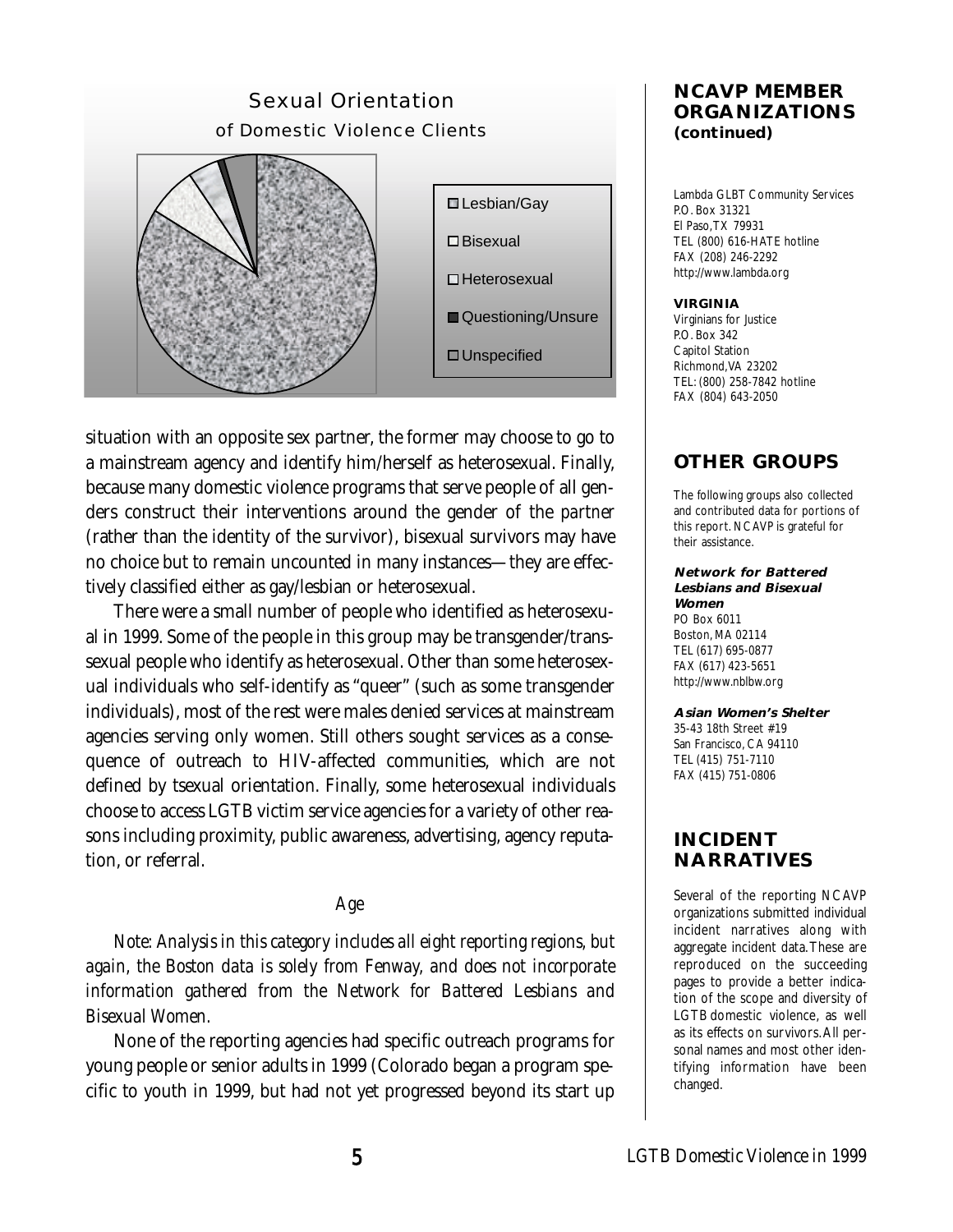## Sexual Orientation of Domestic Violence Clients

- Lesbian/Gay
- Bisexual
- Heterosexual
- Questioning/Unsure
- Unspecified

situation with an opposite sex partner, the former may choose to go to a mainstream agency and identify him/herself as heterosexual. Finally, because many domestic violence programs that serve people of all genders construct their interventions around the gender of the partner (rather than the identity of the survivor), bisexual survivors may have no choice but to remain uncounted in many instances—they are effectively classified either as gay/lesbian or heterosexual.

There were a small number of people who identified as heterosexual in 1999. Some of the people in this group may be transgender/transsexual people who identify as heterosexual. Other than some heterosexual individuals who self-identify as "queer" (such as some transgender individuals), most of the rest were males denied services at mainstream agencies serving only women. Still others sought services as a consequence of outreach to HIV-affected communities, which are not defined by tsexual orientation. Finally, some heterosexual individuals choose to access LGTB victim service agencies for a variety of other reasons including proximity, public awareness, advertising, agency reputation, or referral.

### *Age*

*Note: Analysis in this category includes all eight reporting regions, but again, the Boston data is solely from Fenway, and does not incorporate information gathered from the Network for Battered Lesbians and Bisexual Women.*

None of the reporting agencies had specific outreach programs for young people or senior adults in 1999 (Colorado began a program specific to youth in 1999, but had not yet progressed beyond its start up

## NCAVP MEMBER ORGANIZATIONS (continued)

Lambda GLBT Community Services
P.O. Box 31321
El Paso,TX 79931
TEL (800) 616-HATE hotline
FAX (208) 246-2292
http://www.lambda.org

**VIRGINIA**
Virginians for Justice
P.O. Box 342
Capitol Station
Richmond,VA 23202
TEL: (800) 258-7842 hotline
FAX (804) 643-2050

## OTHER GROUPS

The following groups also collected and contributed data for portions of this report. NCAVP is grateful for their assistance.

**Network for Battered Lesbians and Bisexual Women**
PO Box 6011
Boston, MA 02114
TEL (617) 695-0877
FAX (617) 423-5651
http://www.nblbw.org

**Asian Women's Shelter**
35-43 18th Street #19
San Francisco, CA 94110
TEL (415) 751-7110
FAX (415) 751-0806

## INCIDENT NARRATIVES

Several of the reporting NCAVP organizations submitted individual incident narratives along with aggregate incident data. These are reproduced on the succeeding pages to provide a better indication of the scope and diversity of LGTB domestic violence, as well as its effects on survivors. All personal names and most other identifying information have been changed.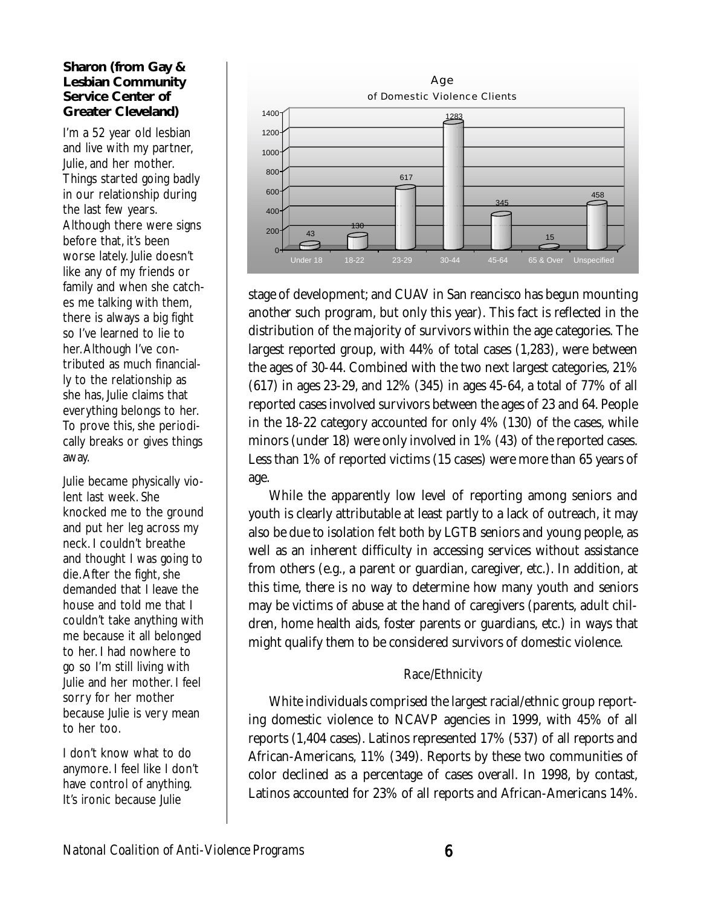**Sharon (from Gay & Lesbian Community Service Center of Greater Cleveland)**

I'm a 52 year old lesbian and live with my partner, Julie, and her mother. Things started going badly in our relationship during the last few years. Although there were signs before that, it's been worse lately. Julie doesn't like any of my friends or family and when she catches me talking with them, there is always a big fight so I've learned to lie to her. Although I've contributed as much financially to the relationship as she has, Julie claims that everything belongs to her. To prove this, she periodically breaks or gives things away.

Julie became physically violent last week. She knocked me to the ground and put her leg across my neck. I couldn't breathe and thought I was going to die. After the fight, she demanded that I leave the house and told me that I couldn't take anything with me because it all belonged to her. I had nowhere to go so I'm still living with Julie and her mother. I feel sorry for her mother because Julie is very mean to her too.

I don't know what to do anymore. I feel like I don't have control of anything. It's ironic because Julie

**Age of Domestic Violence Clients**

| Age | Clients |
|---|---|
| Under 18 | 43 |
| 18-22 | 130 |
| 23-29 | 617 |
| 30-44 | 1283 |
| 45-64 | 345 |
| 65 & Over | 15 |
| Unspecified | 458 |

stage of development; and CUAV in San reancisco has begun mounting another such program, but only this year). This fact is reflected in the distribution of the majority of survivors within the age categories. The largest reported group, with 44% of total cases (1,283), were between the ages of 30-44. Combined with the two next largest categories, 21% (617) in ages 23-29, and 12% (345) in ages 45-64, a total of 77% of all reported cases involved survivors between the ages of 23 and 64. People in the 18-22 category accounted for only 4% (130) of the cases, while minors (under 18) were only involved in 1% (43) of the reported cases. Less than 1% of reported victims (15 cases) were more than 65 years of age.

While the apparently low level of reporting among seniors and youth is clearly attributable at least partly to a lack of outreach, it may also be due to isolation felt both by LGTB seniors and young people, as well as an inherent difficulty in accessing services without assistance from others (e.g., a parent or guardian, caregiver, etc.). In addition, at this time, there is no way to determine how many youth and seniors may be victims of abuse at the hand of caregivers (parents, adult children, home health aids, foster parents or guardians, etc.) in ways that might qualify them to be considered survivors of domestic violence.

### Race/Ethnicity

White individuals comprised the largest racial/ethnic group reporting domestic violence to NCAVP agencies in 1999, with 45% of all reports (1,404 cases). Latinos represented 17% (537) of all reports and African-Americans, 11% (349). Reports by these two communities of color declined as a percentage of cases overall. In 1998, by contast, Latinos accounted for 23% of all reports and African-Americans 14%.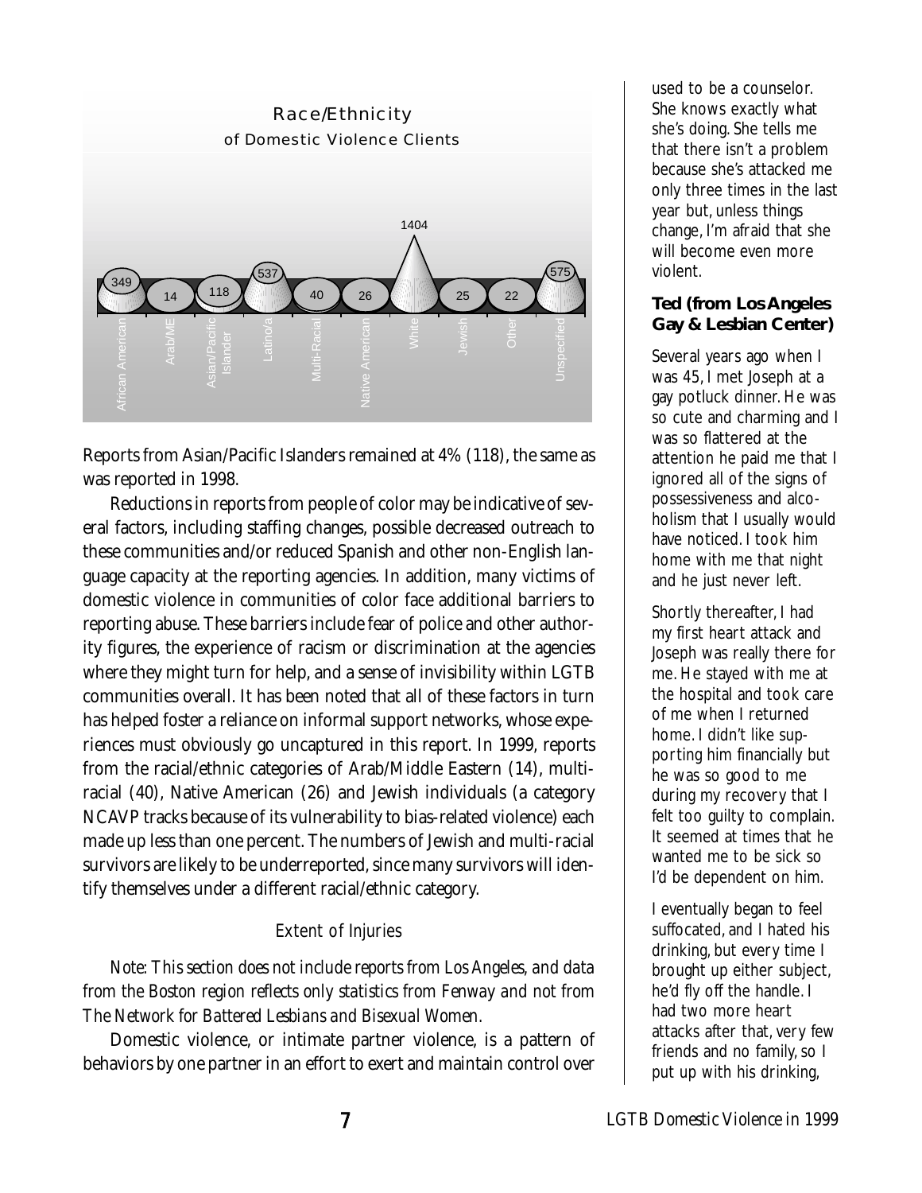## Race/Ethnicity of Domestic Violence Clients

| African American | Arab/ME | Asian/Pacific Islander | Latino/a | Multi-Racial | Native American | White | Jewish | Other | Unspecified |
|---|---|---|---|---|---|---|---|---|---|
| 349 | 14 | 118 | 537 | 40 | 26 | 1404 | 25 | 22 | 575 |

Reports from Asian/Pacific Islanders remained at 4% (118), the same as was reported in 1998.

Reductions in reports from people of color may be indicative of several factors, including staffing changes, possible decreased outreach to these communities and/or reduced Spanish and other non-English language capacity at the reporting agencies. In addition, many victims of domestic violence in communities of color face additional barriers to reporting abuse. These barriers include fear of police and other authority figures, the experience of racism or discrimination at the agencies where they might turn for help, and a sense of invisibility within LGTB communities overall. It has been noted that all of these factors in turn has helped foster a reliance on informal support networks, whose experiences must obviously go uncaptured in this report. In 1999, reports from the racial/ethnic categories of Arab/Middle Eastern (14), multi-racial (40), Native American (26) and Jewish individuals (a category NCAVP tracks because of its vulnerability to bias-related violence) each made up less than one percent. The numbers of Jewish and multi-racial survivors are likely to be underreported, since many survivors will identify themselves under a different racial/ethnic category.

### Extent of Injuries

*Note: This section does not include reports from Los Angeles, and data from the Boston region reflects only statistics from Fenway and not from The Network for Battered Lesbians and Bisexual Women.*

Domestic violence, or intimate partner violence, is a pattern of behaviors by one partner in an effort to exert and maintain control over

used to be a counselor. She knows exactly what she's doing. She tells me that there isn't a problem because she's attacked me only three times in the last year but, unless things change, I'm afraid that she will become even more violent.

**Ted (from Los Angeles Gay & Lesbian Center)**

Several years ago when I was 45, I met Joseph at a gay potluck dinner. He was so cute and charming and I was so flattered at the attention he paid me that I ignored all of the signs of possessiveness and alcoholism that I usually would have noticed. I took him home with me that night and he just never left.

Shortly thereafter, I had my first heart attack and Joseph was really there for me. He stayed with me at the hospital and took care of me when I returned home. I didn't like supporting him financially but he was so good to me during my recovery that I felt too guilty to complain. It seemed at times that he wanted me to be sick so I'd be dependent on him.

I eventually began to feel suffocated, and I hated his drinking, but every time I brought up either subject, he'd fly off the handle. I had two more heart attacks after that, very few friends and no family, so I put up with his drinking,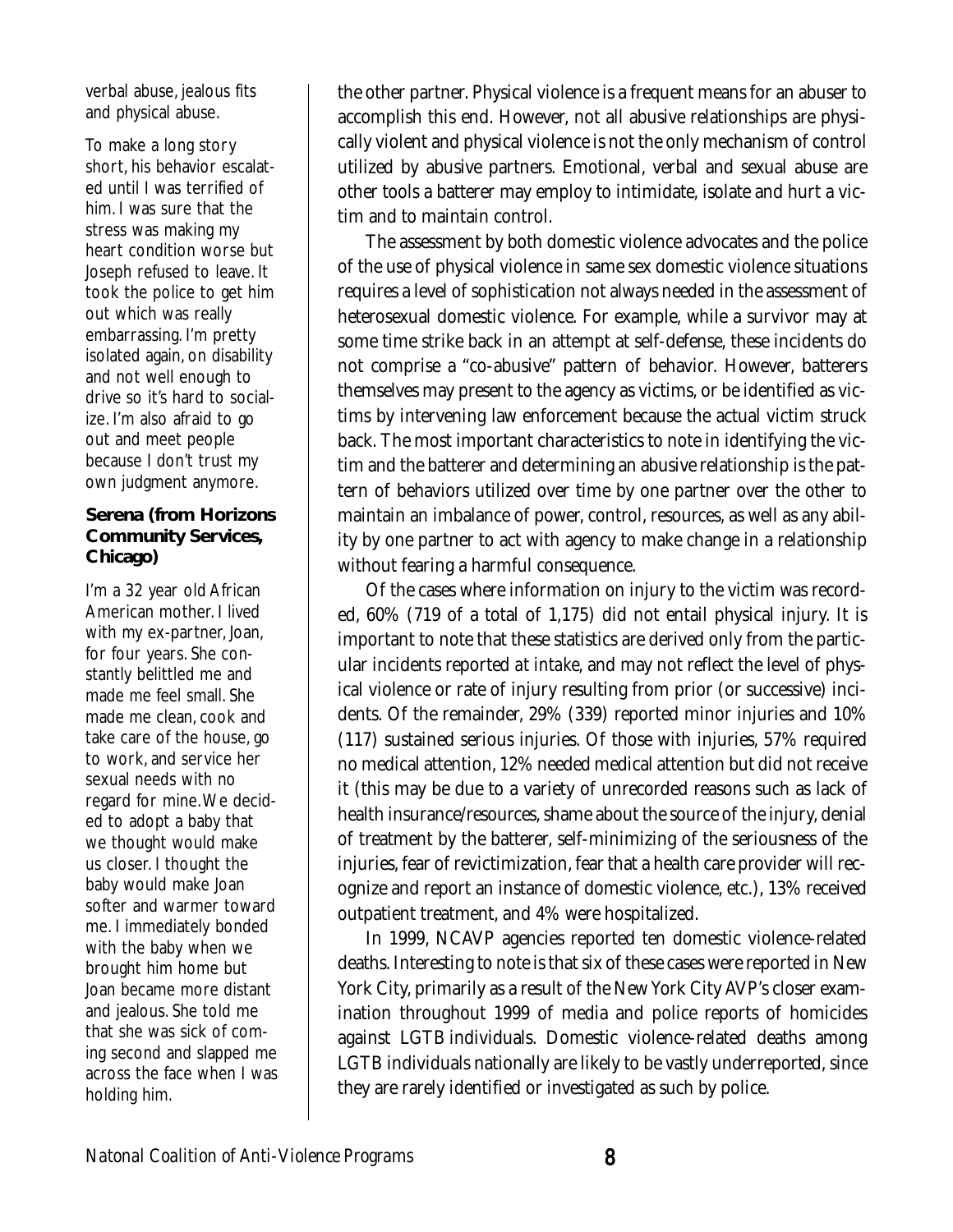verbal abuse, jealous fits and physical abuse.

To make a long story short, his behavior escalated until I was terrified of him. I was sure that the stress was making my heart condition worse but Joseph refused to leave. It took the police to get him out which was really embarrassing. I'm pretty isolated again, on disability and not well enough to drive so it's hard to socialize. I'm also afraid to go out and meet people because I don't trust my own judgment anymore.

**Serena (from Horizons Community Services, Chicago)**

I'm a 32 year old African American mother. I lived with my ex-partner, Joan, for four years. She constantly belittled me and made me feel small. She made me clean, cook and take care of the house, go to work, and service her sexual needs with no regard for mine. We decided to adopt a baby that we thought would make us closer. I thought the baby would make Joan softer and warmer toward me. I immediately bonded with the baby when we brought him home but Joan became more distant and jealous. She told me that she was sick of coming second and slapped me across the face when I was holding him.

the other partner. Physical violence is a frequent means for an abuser to accomplish this end. However, not all abusive relationships are physically violent and physical violence is not the only mechanism of control utilized by abusive partners. Emotional, verbal and sexual abuse are other tools a batterer may employ to intimidate, isolate and hurt a victim and to maintain control.

The assessment by both domestic violence advocates and the police of the use of physical violence in same sex domestic violence situations requires a level of sophistication not always needed in the assessment of heterosexual domestic violence. For example, while a survivor may at some time strike back in an attempt at self-defense, these incidents do not comprise a "co-abusive" pattern of behavior. However, batterers themselves may present to the agency as victims, or be identified as victims by intervening law enforcement because the actual victim struck back. The most important characteristics to note in identifying the victim and the batterer and determining an abusive relationship is the pattern of behaviors utilized over time by one partner over the other to maintain an imbalance of power, control, resources, as well as any ability by one partner to act with agency to make change in a relationship without fearing a harmful consequence.

Of the cases where information on injury to the victim was recorded, 60% (719 of a total of 1,175) did not entail physical injury. It is important to note that these statistics are derived only from the particular incidents reported at intake, and may not reflect the level of physical violence or rate of injury resulting from prior (or successive) incidents. Of the remainder, 29% (339) reported minor injuries and 10% (117) sustained serious injuries. Of those with injuries, 57% required no medical attention, 12% needed medical attention but did not receive it (this may be due to a variety of unrecorded reasons such as lack of health insurance/resources, shame about the source of the injury, denial of treatment by the batterer, self-minimizing of the seriousness of the injuries, fear of revictimization, fear that a health care provider will recognize and report an instance of domestic violence, etc.), 13% received outpatient treatment, and 4% were hospitalized.

In 1999, NCAVP agencies reported ten domestic violence-related deaths. Interesting to note is that six of these cases were reported in New York City, primarily as a result of the New York City AVP's closer examination throughout 1999 of media and police reports of homicides against LGTB individuals. Domestic violence-related deaths among LGTB individuals nationally are likely to be vastly underreported, since they are rarely identified or investigated as such by police.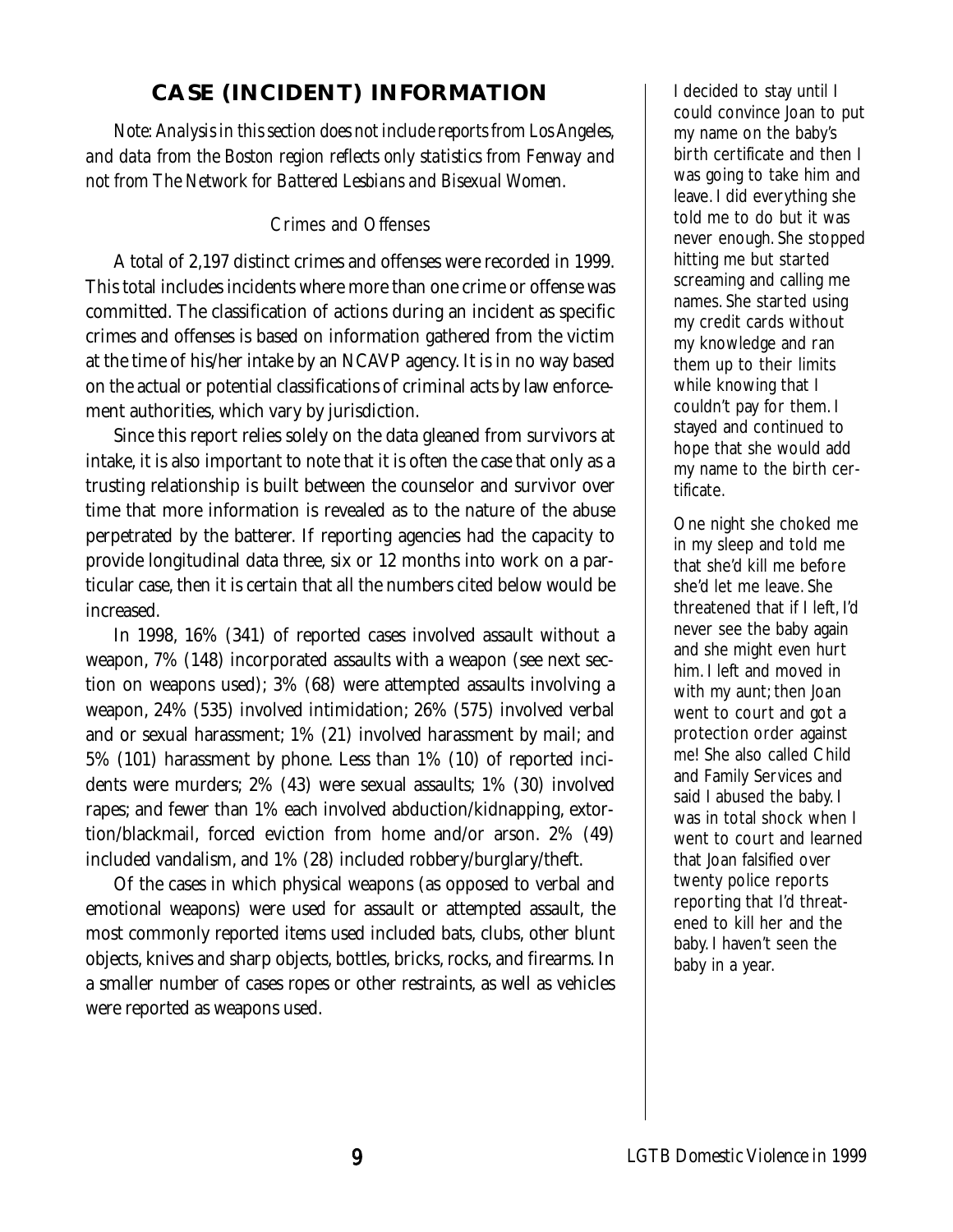## CASE (INCIDENT) INFORMATION

*Note: Analysis in this section does not include reports from Los Angeles, and data from the Boston region reflects only statistics from Fenway and not from The Network for Battered Lesbians and Bisexual Women.*

### Crimes and Offenses

A total of 2,197 distinct crimes and offenses were recorded in 1999. This total includes incidents where more than one crime or offense was committed. The classification of actions during an incident as specific crimes and offenses is based on information gathered from the victim at the time of his/her intake by an NCAVP agency. It is in no way based on the actual or potential classifications of criminal acts by law enforcement authorities, which vary by jurisdiction.

Since this report relies solely on the data gleaned from survivors at intake, it is also important to note that it is often the case that only as a trusting relationship is built between the counselor and survivor over time that more information is revealed as to the nature of the abuse perpetrated by the batterer. If reporting agencies had the capacity to provide longitudinal data three, six or 12 months into work on a particular case, then it is certain that all the numbers cited below would be increased.

In 1998, 16% (341) of reported cases involved assault without a weapon, 7% (148) incorporated assaults with a weapon (see next section on weapons used); 3% (68) were attempted assaults involving a weapon, 24% (535) involved intimidation; 26% (575) involved verbal and or sexual harassment; 1% (21) involved harassment by mail; and 5% (101) harassment by phone. Less than 1% (10) of reported incidents were murders; 2% (43) were sexual assaults; 1% (30) involved rapes; and fewer than 1% each involved abduction/kidnapping, extortion/blackmail, forced eviction from home and/or arson. 2% (49) included vandalism, and 1% (28) included robbery/burglary/theft.

Of the cases in which physical weapons (as opposed to verbal and emotional weapons) were used for assault or attempted assault, the most commonly reported items used included bats, clubs, other blunt objects, knives and sharp objects, bottles, bricks, rocks, and firearms. In a smaller number of cases ropes or other restraints, as well as vehicles were reported as weapons used.

I decided to stay until I could convince Joan to put my name on the baby's birth certificate and then I was going to take him and leave. I did everything she told me to do but it was never enough. She stopped hitting me but started screaming and calling me names. She started using my credit cards without my knowledge and ran them up to their limits while knowing that I couldn't pay for them. I stayed and continued to hope that she would add my name to the birth certificate.

One night she choked me in my sleep and told me that she'd kill me before she'd let me leave. She threatened that if I left, I'd never see the baby again and she might even hurt him. I left and moved in with my aunt; then Joan went to court and got a protection order against me! She also called Child and Family Services and said I abused the baby. I was in total shock when I went to court and learned that Joan falsified over twenty police reports reporting that I'd threatened to kill her and the baby. I haven't seen the baby in a year.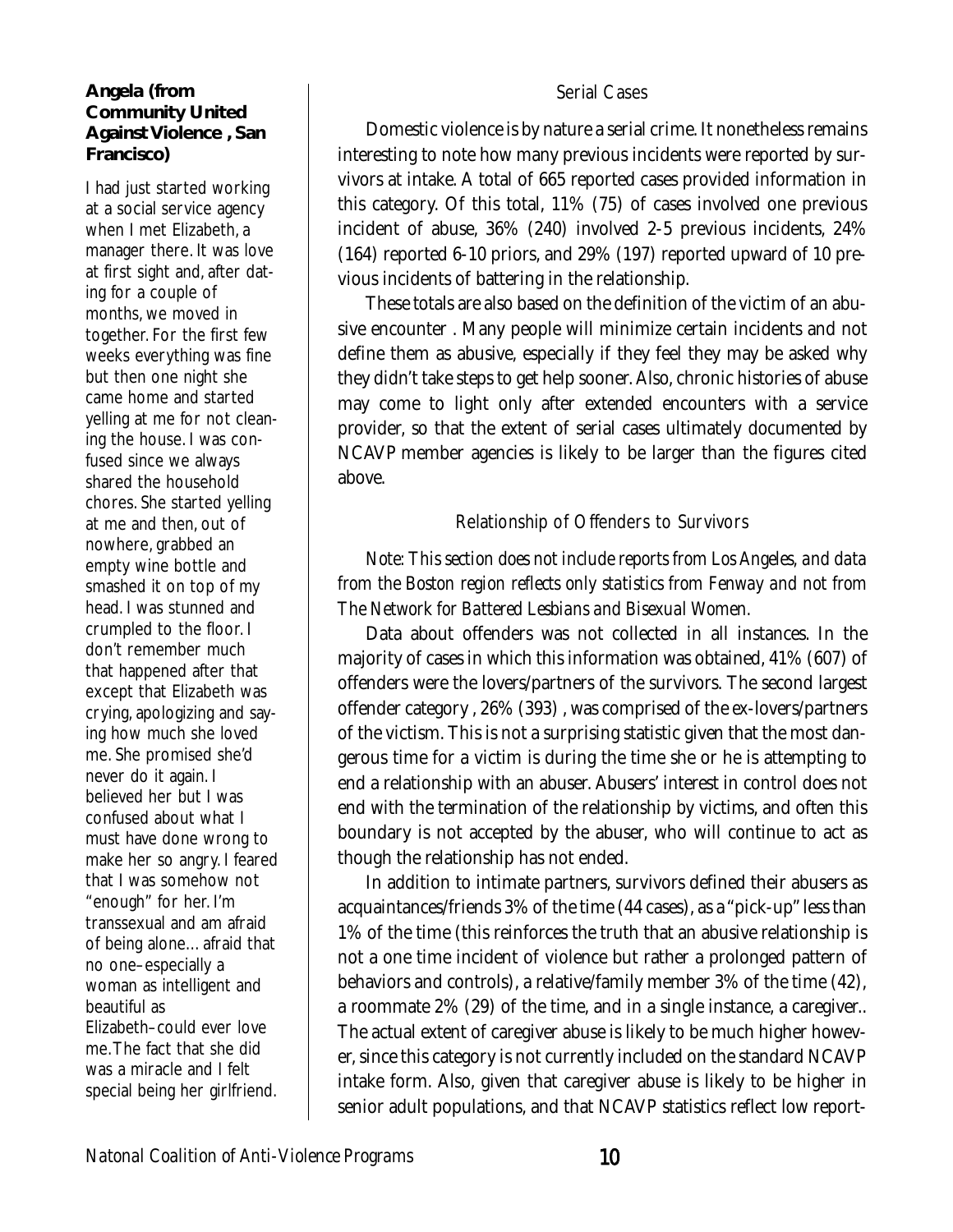**Angela (from Community United Against Violence , San Francisco)**

I had just started working at a social service agency when I met Elizabeth, a manager there. It was love at first sight and, after dating for a couple of months, we moved in together. For the first few weeks everything was fine but then one night she came home and started yelling at me for not cleaning the house. I was confused since we always shared the household chores. She started yelling at me and then, out of nowhere, grabbed an empty wine bottle and smashed it on top of my head. I was stunned and crumpled to the floor. I don't remember much that happened after that except that Elizabeth was crying, apologizing and saying how much she loved me. She promised she'd never do it again. I believed her but I was confused about what I must have done wrong to make her so angry. I feared that I was somehow not "enough" for her. I'm transsexual and am afraid of being alone…afraid that no one–especially a woman as intelligent and beautiful as Elizabeth–could ever love me. The fact that she did was a miracle and I felt special being her girlfriend.

### *Serial Cases*

Domestic violence is by nature a serial crime. It nonetheless remains interesting to note how many previous incidents were reported by survivors at intake. A total of 665 reported cases provided information in this category. Of this total, 11% (75) of cases involved one previous incident of abuse, 36% (240) involved 2-5 previous incidents, 24% (164) reported 6-10 priors, and 29% (197) reported upward of 10 previous incidents of battering in the relationship.

These totals are also based on the definition of the victim of an abusive encounter . Many people will minimize certain incidents and not define them as abusive, especially if they feel they may be asked why they didn't take steps to get help sooner. Also, chronic histories of abuse may come to light only after extended encounters with a service provider, so that the extent of serial cases ultimately documented by NCAVP member agencies is likely to be larger than the figures cited above.

### *Relationship of Offenders to Survivors*

*Note: This section does not include reports from Los Angeles, and data from the Boston region reflects only statistics from Fenway and not from The Network for Battered Lesbians and Bisexual Women.*

Data about offenders was not collected in all instances. In the majority of cases in which this information was obtained, 41% (607) of offenders were the lovers/partners of the survivors. The second largest offender category , 26% (393) , was comprised of the ex-lovers/partners of the victism. This is not a surprising statistic given that the most dangerous time for a victim is during the time she or he is attempting to end a relationship with an abuser. Abusers' interest in control does not end with the termination of the relationship by victims, and often this boundary is not accepted by the abuser, who will continue to act as though the relationship has not ended.

In addition to intimate partners, survivors defined their abusers as acquaintances/friends 3% of the time (44 cases), as a "pick-up" less than 1% of the time (this reinforces the truth that an abusive relationship is not a one time incident of violence but rather a prolonged pattern of behaviors and controls), a relative/family member 3% of the time (42), a roommate 2% (29) of the time, and in a single instance, a caregiver.. The actual extent of caregiver abuse is likely to be much higher however, since this category is not currently included on the standard NCAVP intake form. Also, given that caregiver abuse is likely to be higher in senior adult populations, and that NCAVP statistics reflect low report-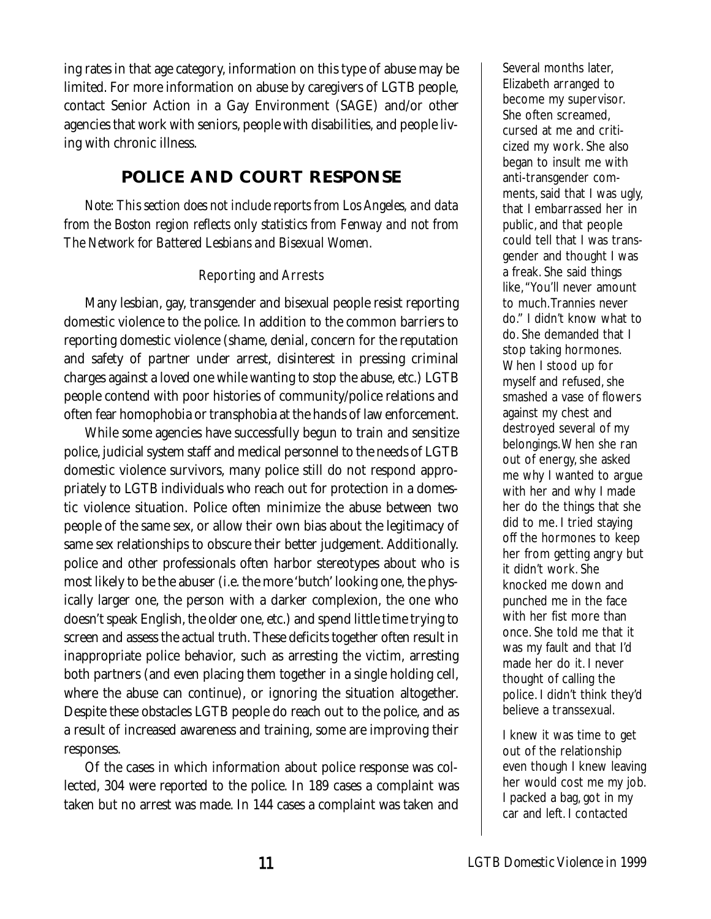ing rates in that age category, information on this type of abuse may be limited. For more information on abuse by caregivers of LGTB people, contact Senior Action in a Gay Environment (SAGE) and/or other agencies that work with seniors, people with disabilities, and people living with chronic illness.

## POLICE AND COURT RESPONSE

*Note: This section does not include reports from Los Angeles, and data from the Boston region reflects only statistics from Fenway and not from The Network for Battered Lesbians and Bisexual Women.*

### *Reporting and Arrests*

Many lesbian, gay, transgender and bisexual people resist reporting domestic violence to the police. In addition to the common barriers to reporting domestic violence (shame, denial, concern for the reputation and safety of partner under arrest, disinterest in pressing criminal charges against a loved one while wanting to stop the abuse, etc.) LGTB people contend with poor histories of community/police relations and often fear homophobia or transphobia at the hands of law enforcement.

While some agencies have successfully begun to train and sensitize police, judicial system staff and medical personnel to the needs of LGTB domestic violence survivors, many police still do not respond appropriately to LGTB individuals who reach out for protection in a domestic violence situation. Police often minimize the abuse between two people of the same sex, or allow their own bias about the legitimacy of same sex relationships to obscure their better judgement. Additionally. police and other professionals often harbor stereotypes about who is most likely to be the abuser (i.e. the more 'butch' looking one, the physically larger one, the person with a darker complexion, the one who doesn't speak English, the older one, etc.) and spend little time trying to screen and assess the actual truth. These deficits together often result in inappropriate police behavior, such as arresting the victim, arresting both partners (and even placing them together in a single holding cell, where the abuse can continue), or ignoring the situation altogether. Despite these obstacles LGTB people do reach out to the police, and as a result of increased awareness and training, some are improving their responses.

Of the cases in which information about police response was collected, 304 were reported to the police. In 189 cases a complaint was taken but no arrest was made. In 144 cases a complaint was taken and

Several months later, Elizabeth arranged to become my supervisor. She often screamed, cursed at me and criticized my work. She also began to insult me with anti-transgender comments, said that I was ugly, that I embarrassed her in public, and that people could tell that I was transgender and thought I was a freak. She said things like, "You'll never amount to much.Trannies never do." I didn't know what to do. She demanded that I stop taking hormones. When I stood up for myself and refused, she smashed a vase of flowers against my chest and destroyed several of my belongings.When she ran out of energy, she asked me why I wanted to argue with her and why I made her do the things that she did to me. I tried staying off the hormones to keep her from getting angry but it didn't work. She knocked me down and punched me in the face with her fist more than once. She told me that it was my fault and that I'd made her do it. I never thought of calling the police. I didn't think they'd believe a transsexual.

I knew it was time to get out of the relationship even though I knew leaving her would cost me my job. I packed a bag, got in my car and left. I contacted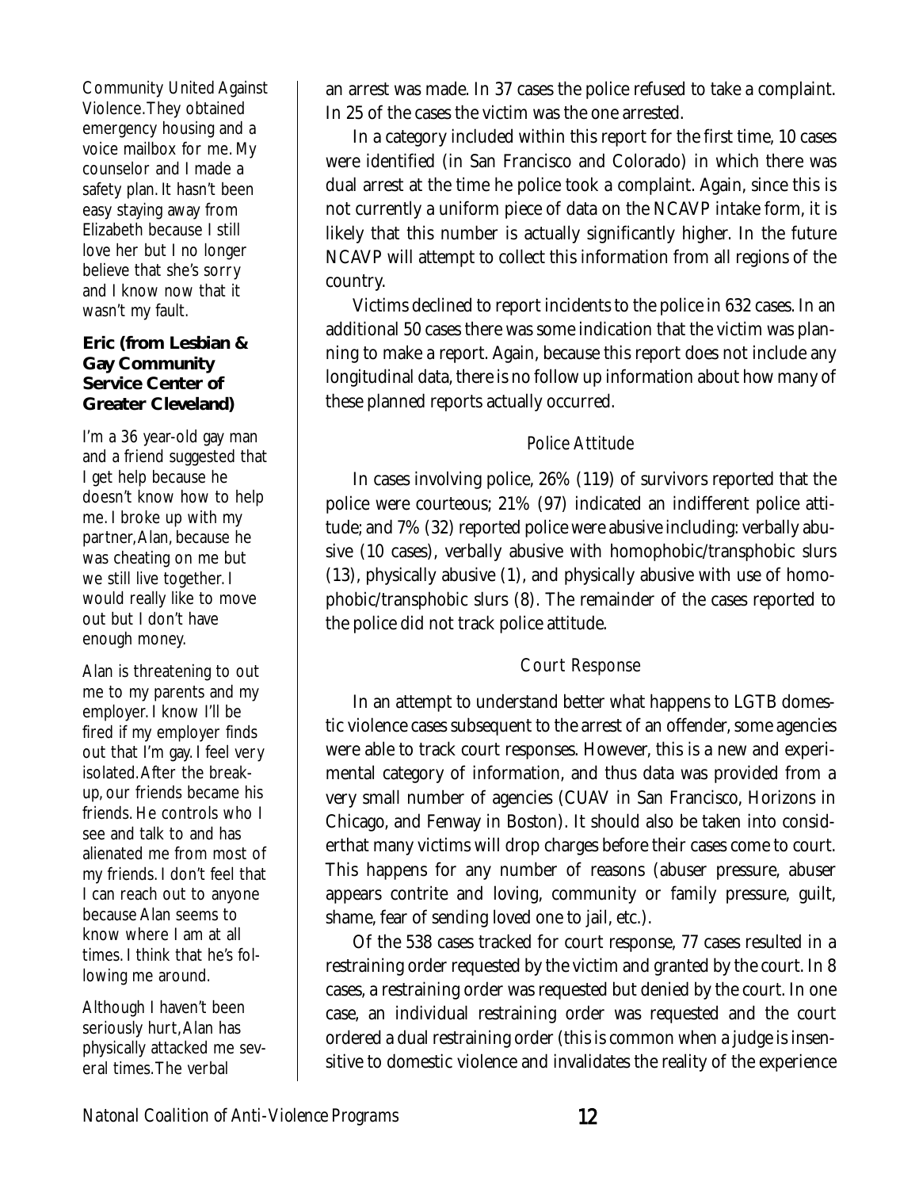Community United Against Violence. They obtained emergency housing and a voice mailbox for me. My counselor and I made a safety plan. It hasn't been easy staying away from Elizabeth because I still love her but I no longer believe that she's sorry and I know now that it wasn't my fault.

**Eric (from Lesbian & Gay Community Service Center of Greater Cleveland)**

I'm a 36 year-old gay man and a friend suggested that I get help because he doesn't know how to help me. I broke up with my partner, Alan, because he was cheating on me but we still live together. I would really like to move out but I don't have enough money.

Alan is threatening to out me to my parents and my employer. I know I'll be fired if my employer finds out that I'm gay. I feel very isolated. After the breakup, our friends became his friends. He controls who I see and talk to and has alienated me from most of my friends. I don't feel that I can reach out to anyone because Alan seems to know where I am at all times. I think that he's following me around.

Although I haven't been seriously hurt, Alan has physically attacked me several times. The verbal

an arrest was made. In 37 cases the police refused to take a complaint. In 25 of the cases the victim was the one arrested.

In a category included within this report for the first time, 10 cases were identified (in San Francisco and Colorado) in which there was dual arrest at the time he police took a complaint. Again, since this is not currently a uniform piece of data on the NCAVP intake form, it is likely that this number is actually significantly higher. In the future NCAVP will attempt to collect this information from all regions of the country.

Victims declined to report incidents to the police in 632 cases. In an additional 50 cases there was some indication that the victim was planning to make a report. Again, because this report does not include any longitudinal data, there is no follow up information about how many of these planned reports actually occurred.

### Police Attitude

In cases involving police, 26% (119) of survivors reported that the police were courteous; 21% (97) indicated an indifferent police attitude; and 7% (32) reported police were abusive including: verbally abusive (10 cases), verbally abusive with homophobic/transphobic slurs (13), physically abusive (1), and physically abusive with use of homophobic/transphobic slurs (8). The remainder of the cases reported to the police did not track police attitude.

### Court Response

In an attempt to understand better what happens to LGTB domestic violence cases subsequent to the arrest of an offender, some agencies were able to track court responses. However, this is a new and experimental category of information, and thus data was provided from a very small number of agencies (CUAV in San Francisco, Horizons in Chicago, and Fenway in Boston). It should also be taken into considerthat many victims will drop charges before their cases come to court. This happens for any number of reasons (abuser pressure, abuser appears contrite and loving, community or family pressure, guilt, shame, fear of sending loved one to jail, etc.).

Of the 538 cases tracked for court response, 77 cases resulted in a restraining order requested by the victim and granted by the court. In 8 cases, a restraining order was requested but denied by the court. In one case, an individual restraining order was requested and the court ordered a dual restraining order (this is common when a judge is insensitive to domestic violence and invalidates the reality of the experience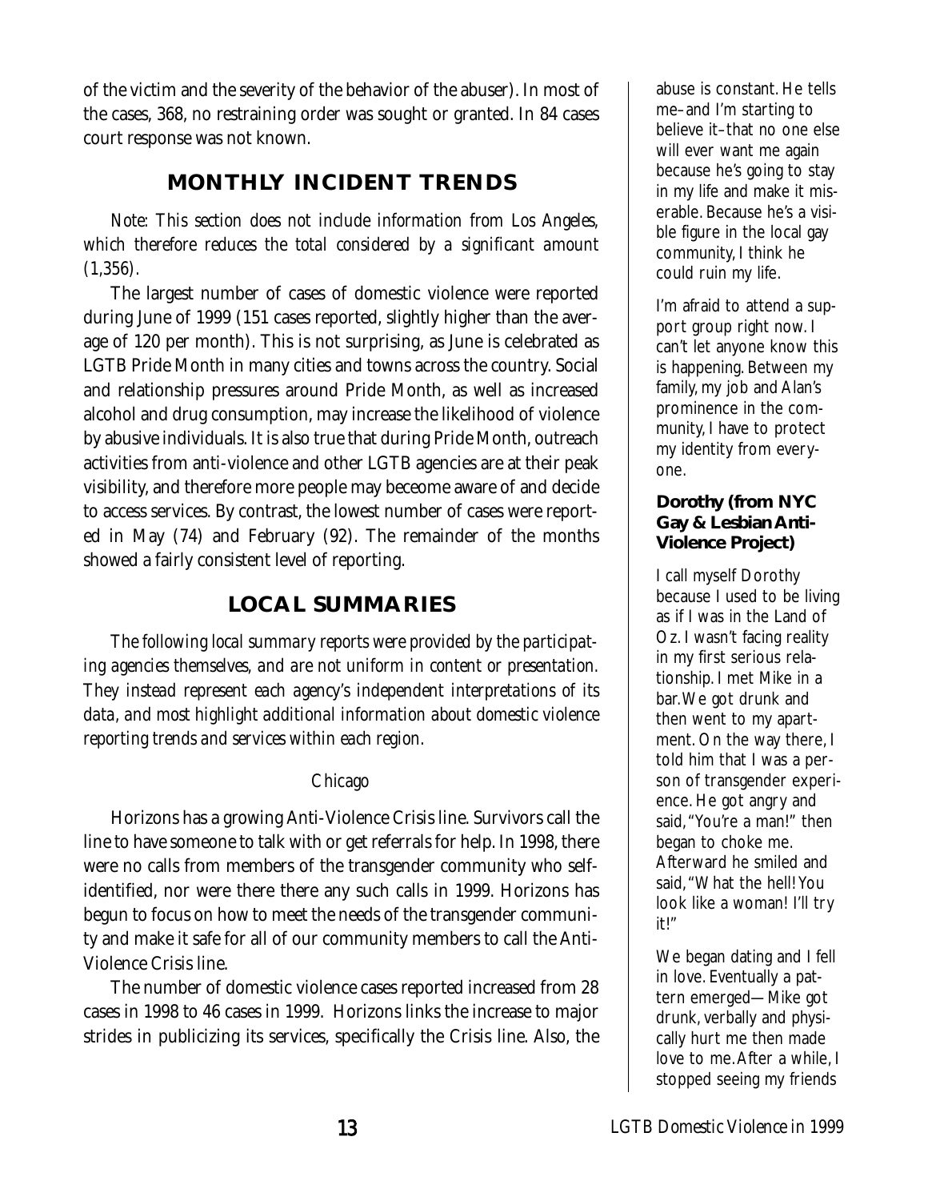of the victim and the severity of the behavior of the abuser). In most of the cases, 368, no restraining order was sought or granted. In 84 cases court response was not known.

## MONTHLY INCIDENT TRENDS

*Note: This section does not include information from Los Angeles, which therefore reduces the total considered by a significant amount (1,356).*

The largest number of cases of domestic violence were reported during June of 1999 (151 cases reported, slightly higher than the average of 120 per month). This is not surprising, as June is celebrated as LGTB Pride Month in many cities and towns across the country. Social and relationship pressures around Pride Month, as well as increased alcohol and drug consumption, may increase the likelihood of violence by abusive individuals. It is also true that during Pride Month, outreach activities from anti-violence and other LGTB agencies are at their peak visibility, and therefore more people may beceome aware of and decide to access services. By contrast, the lowest number of cases were reported in May (74) and February (92). The remainder of the months showed a fairly consistent level of reporting.

## LOCAL SUMMARIES

*The following local summary reports were provided by the participating agencies themselves, and are not uniform in content or presentation. They instead represent each agency's independent interpretations of its data, and most highlight additional information about domestic violence reporting trends and services within each region.*

### *Chicago*

Horizons has a growing Anti-Violence Crisis line. Survivors call the line to have someone to talk with or get referrals for help. In 1998, there were no calls from members of the transgender community who self-identified, nor were there there any such calls in 1999. Horizons has begun to focus on how to meet the needs of the transgender community and make it safe for all of our community members to call the Anti-Violence Crisis line.

The number of domestic violence cases reported increased from 28 cases in 1998 to 46 cases in 1999. Horizons links the increase to major strides in publicizing its services, specifically the Crisis line. Also, the

abuse is constant. He tells me–and I'm starting to believe it–that no one else will ever want me again because he's going to stay in my life and make it miserable. Because he's a visible figure in the local gay community, I think he could ruin my life.

I'm afraid to attend a support group right now. I can't let anyone know this is happening. Between my family, my job and Alan's prominence in the community, I have to protect my identity from everyone.

**Dorothy (from NYC Gay & Lesbian Anti-Violence Project)**

I call myself Dorothy because I used to be living as if I was in the Land of Oz. I wasn't facing reality in my first serious relationship. I met Mike in a bar. We got drunk and then went to my apartment. On the way there, I told him that I was a person of transgender experience. He got angry and said, "You're a man!" then began to choke me. Afterward he smiled and said, "What the hell! You look like a woman! I'll try it!"

We began dating and I fell in love. Eventually a pattern emerged—Mike got drunk, verbally and physically hurt me then made love to me. After a while, I stopped seeing my friends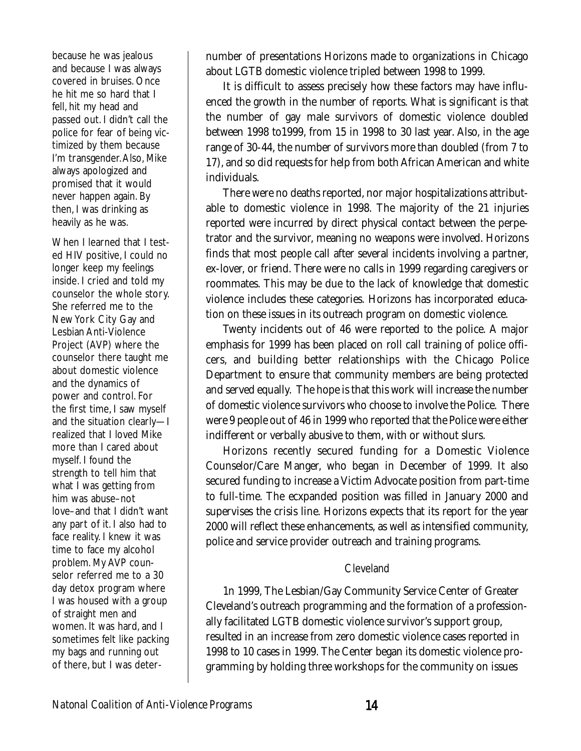because he was jealous and because I was always covered in bruises. Once he hit me so hard that I fell, hit my head and passed out. I didn't call the police for fear of being victimized by them because I'm transgender. Also, Mike always apologized and promised that it would never happen again. By then, I was drinking as heavily as he was.

When I learned that I tested HIV positive, I could no longer keep my feelings inside. I cried and told my counselor the whole story. She referred me to the New York City Gay and Lesbian Anti-Violence Project (AVP) where the counselor there taught me about domestic violence and the dynamics of power and control. For the first time, I saw myself and the situation clearly—I realized that I loved Mike more than I cared about myself. I found the strength to tell him that what I was getting from him was abuse–not love–and that I didn't want any part of it. I also had to face reality. I knew it was time to face my alcohol problem. My AVP counselor referred me to a 30 day detox program where I was housed with a group of straight men and women. It was hard, and I sometimes felt like packing my bags and running out of there, but I was deter-

number of presentations Horizons made to organizations in Chicago about LGTB domestic violence tripled between 1998 to 1999.

It is difficult to assess precisely how these factors may have influenced the growth in the number of reports. What is significant is that the number of gay male survivors of domestic violence doubled between 1998 to1999, from 15 in 1998 to 30 last year. Also, in the age range of 30-44, the number of survivors more than doubled (from 7 to 17), and so did requests for help from both African American and white individuals.

There were no deaths reported, nor major hospitalizations attributable to domestic violence in 1998. The majority of the 21 injuries reported were incurred by direct physical contact between the perpetrator and the survivor, meaning no weapons were involved. Horizons finds that most people call after several incidents involving a partner, ex-lover, or friend. There were no calls in 1999 regarding caregivers or roommates. This may be due to the lack of knowledge that domestic violence includes these categories. Horizons has incorporated education on these issues in its outreach program on domestic violence.

Twenty incidents out of 46 were reported to the police. A major emphasis for 1999 has been placed on roll call training of police officers, and building better relationships with the Chicago Police Department to ensure that community members are being protected and served equally. The hope is that this work will increase the number of domestic violence survivors who choose to involve the Police. There were 9 people out of 46 in 1999 who reported that the Police were either indifferent or verbally abusive to them, with or without slurs.

Horizons recently secured funding for a Domestic Violence Counselor/Care Manger, who began in December of 1999. It also secured funding to increase a Victim Advocate position from part-time to full-time. The ecxpanded position was filled in January 2000 and supervises the crisis line. Horizons expects that its report for the year 2000 will reflect these enhancements, as well as intensified community, police and service provider outreach and training programs.

### Cleveland

1n 1999, The Lesbian/Gay Community Service Center of Greater Cleveland's outreach programming and the formation of a professionally facilitated LGTB domestic violence survivor's support group, resulted in an increase from zero domestic violence cases reported in 1998 to 10 cases in 1999. The Center began its domestic violence programming by holding three workshops for the community on issues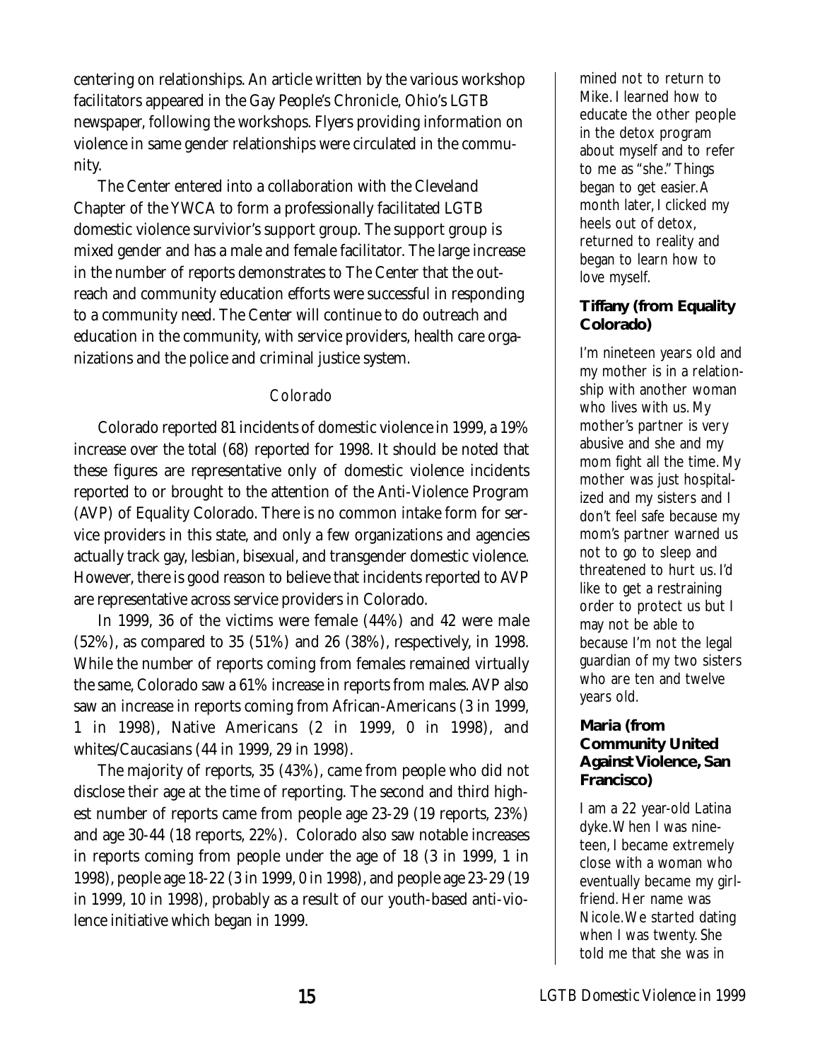centering on relationships. An article written by the various workshop facilitators appeared in the Gay People's Chronicle, Ohio's LGTB newspaper, following the workshops. Flyers providing information on violence in same gender relationships were circulated in the community.

The Center entered into a collaboration with the Cleveland Chapter of the YWCA to form a professionally facilitated LGTB domestic violence survivior's support group. The support group is mixed gender and has a male and female facilitator. The large increase in the number of reports demonstrates to The Center that the outreach and community education efforts were successful in responding to a community need. The Center will continue to do outreach and education in the community, with service providers, health care organizations and the police and criminal justice system.

### Colorado

Colorado reported 81 incidents of domestic violence in 1999, a 19% increase over the total (68) reported for 1998. It should be noted that these figures are representative only of domestic violence incidents reported to or brought to the attention of the Anti-Violence Program (AVP) of Equality Colorado. There is no common intake form for service providers in this state, and only a few organizations and agencies actually track gay, lesbian, bisexual, and transgender domestic violence. However, there is good reason to believe that incidents reported to AVP are representative across service providers in Colorado.

In 1999, 36 of the victims were female (44%) and 42 were male (52%), as compared to 35 (51%) and 26 (38%), respectively, in 1998. While the number of reports coming from females remained virtually the same, Colorado saw a 61% increase in reports from males. AVP also saw an increase in reports coming from African-Americans (3 in 1999, 1 in 1998), Native Americans (2 in 1999, 0 in 1998), and whites/Caucasians (44 in 1999, 29 in 1998).

The majority of reports, 35 (43%), came from people who did not disclose their age at the time of reporting. The second and third highest number of reports came from people age 23-29 (19 reports, 23%) and age 30-44 (18 reports, 22%). Colorado also saw notable increases in reports coming from people under the age of 18 (3 in 1999, 1 in 1998), people age 18-22 (3 in 1999, 0 in 1998), and people age 23-29 (19 in 1999, 10 in 1998), probably as a result of our youth-based anti-violence initiative which began in 1999.

mined not to return to Mike. I learned how to educate the other people in the detox program about myself and to refer to me as "she." Things began to get easier. A month later, I clicked my heels out of detox, returned to reality and began to learn how to love myself.

**Tiffany (from Equality Colorado)**

I'm nineteen years old and my mother is in a relationship with another woman who lives with us. My mother's partner is very abusive and she and my mom fight all the time. My mother was just hospitalized and my sisters and I don't feel safe because my mom's partner warned us not to go to sleep and threatened to hurt us. I'd like to get a restraining order to protect us but I may not be able to because I'm not the legal guardian of my two sisters who are ten and twelve years old.

**Maria (from Community United Against Violence, San Francisco)**

I am a 22 year-old Latina dyke. When I was nineteen, I became extremely close with a woman who eventually became my girlfriend. Her name was Nicole. We started dating when I was twenty. She told me that she was in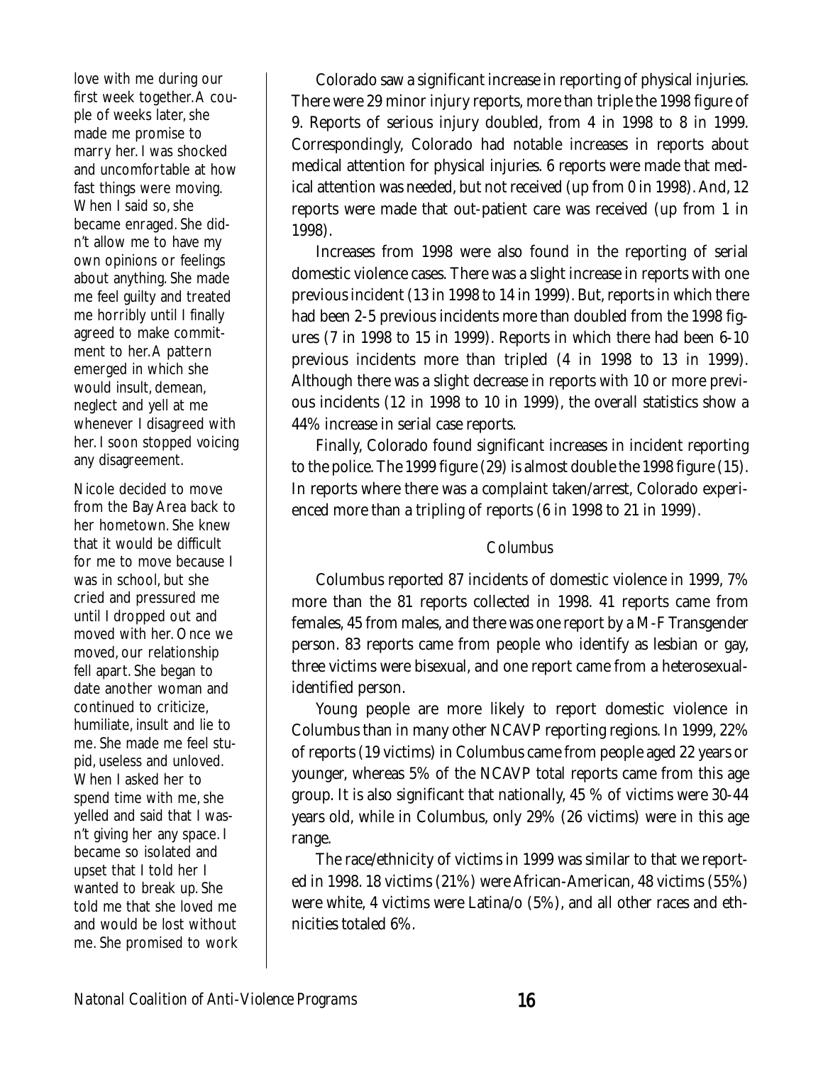love with me during our first week together. A couple of weeks later, she made me promise to marry her. I was shocked and uncomfortable at how fast things were moving. When I said so, she became enraged. She didn't allow me to have my own opinions or feelings about anything. She made me feel guilty and treated me horribly until I finally agreed to make commitment to her. A pattern emerged in which she would insult, demean, neglect and yell at me whenever I disagreed with her. I soon stopped voicing any disagreement.

Nicole decided to move from the Bay Area back to her hometown. She knew that it would be difficult for me to move because I was in school, but she cried and pressured me until I dropped out and moved with her. Once we moved, our relationship fell apart. She began to date another woman and continued to criticize, humiliate, insult and lie to me. She made me feel stupid, useless and unloved. When I asked her to spend time with me, she yelled and said that I wasn't giving her any space. I became so isolated and upset that I told her I wanted to break up. She told me that she loved me and would be lost without me. She promised to work

Colorado saw a significant increase in reporting of physical injuries. There were 29 minor injury reports, more than triple the 1998 figure of 9. Reports of serious injury doubled, from 4 in 1998 to 8 in 1999. Correspondingly, Colorado had notable increases in reports about medical attention for physical injuries. 6 reports were made that medical attention was needed, but not received (up from 0 in 1998). And, 12 reports were made that out-patient care was received (up from 1 in 1998).

Increases from 1998 were also found in the reporting of serial domestic violence cases. There was a slight increase in reports with one previous incident (13 in 1998 to 14 in 1999). But, reports in which there had been 2-5 previous incidents more than doubled from the 1998 figures (7 in 1998 to 15 in 1999). Reports in which there had been 6-10 previous incidents more than tripled (4 in 1998 to 13 in 1999). Although there was a slight decrease in reports with 10 or more previous incidents (12 in 1998 to 10 in 1999), the overall statistics show a 44% increase in serial case reports.

Finally, Colorado found significant increases in incident reporting to the police. The 1999 figure (29) is almost double the 1998 figure (15). In reports where there was a complaint taken/arrest, Colorado experienced more than a tripling of reports (6 in 1998 to 21 in 1999).

### Columbus

Columbus reported 87 incidents of domestic violence in 1999, 7% more than the 81 reports collected in 1998. 41 reports came from females, 45 from males, and there was one report by a M-F Transgender person. 83 reports came from people who identify as lesbian or gay, three victims were bisexual, and one report came from a heterosexual-identified person.

Young people are more likely to report domestic violence in Columbus than in many other NCAVP reporting regions. In 1999, 22% of reports (19 victims) in Columbus came from people aged 22 years or younger, whereas 5% of the NCAVP total reports came from this age group. It is also significant that nationally, 45 % of victims were 30-44 years old, while in Columbus, only 29% (26 victims) were in this age range.

The race/ethnicity of victims in 1999 was similar to that we reported in 1998. 18 victims (21%) were African-American, 48 victims (55%) were white, 4 victims were Latina/o (5%), and all other races and ethnicities totaled 6%.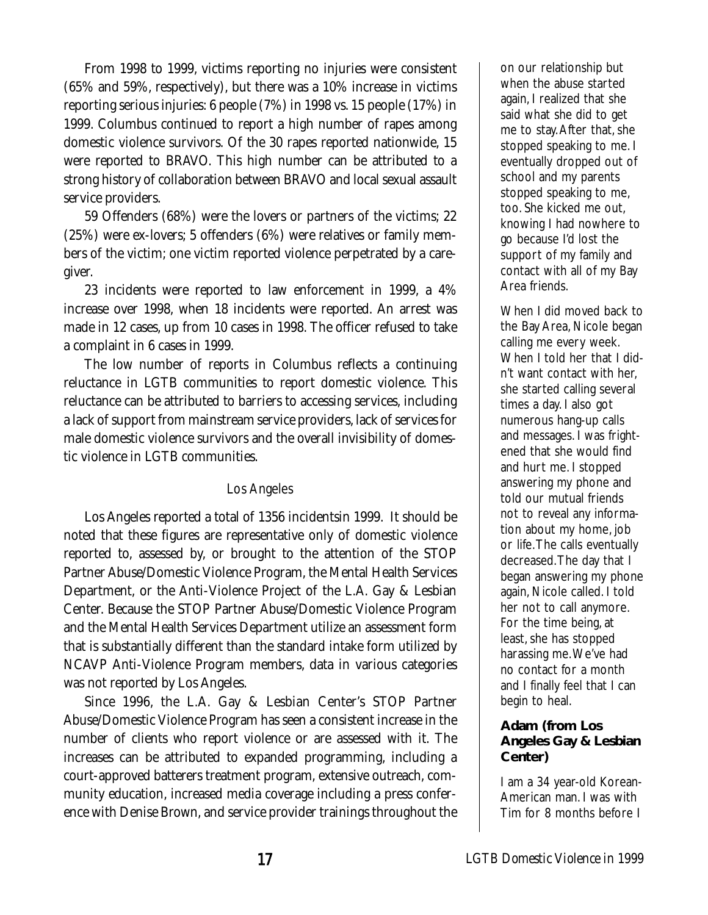From 1998 to 1999, victims reporting no injuries were consistent (65% and 59%, respectively), but there was a 10% increase in victims reporting serious injuries: 6 people (7%) in 1998 vs. 15 people (17%) in 1999. Columbus continued to report a high number of rapes among domestic violence survivors. Of the 30 rapes reported nationwide, 15 were reported to BRAVO. This high number can be attributed to a strong history of collaboration between BRAVO and local sexual assault service providers.

59 Offenders (68%) were the lovers or partners of the victims; 22 (25%) were ex-lovers; 5 offenders (6%) were relatives or family members of the victim; one victim reported violence perpetrated by a caregiver.

23 incidents were reported to law enforcement in 1999, a 4% increase over 1998, when 18 incidents were reported. An arrest was made in 12 cases, up from 10 cases in 1998. The officer refused to take a complaint in 6 cases in 1999.

The low number of reports in Columbus reflects a continuing reluctance in LGTB communities to report domestic violence. This reluctance can be attributed to barriers to accessing services, including a lack of support from mainstream service providers, lack of services for male domestic violence survivors and the overall invisibility of domestic violence in LGTB communities.

### *Los Angeles*

Los Angeles reported a total of 1356 incidentsin 1999. It should be noted that these figures are representative only of domestic violence reported to, assessed by, or brought to the attention of the STOP Partner Abuse/Domestic Violence Program, the Mental Health Services Department, or the Anti-Violence Project of the L.A. Gay & Lesbian Center. Because the STOP Partner Abuse/Domestic Violence Program and the Mental Health Services Department utilize an assessment form that is substantially different than the standard intake form utilized by NCAVP Anti-Violence Program members, data in various categories was not reported by Los Angeles.

Since 1996, the L.A. Gay & Lesbian Center's STOP Partner Abuse/Domestic Violence Program has seen a consistent increase in the number of clients who report violence or are assessed with it. The increases can be attributed to expanded programming, including a court-approved batterers treatment program, extensive outreach, community education, increased media coverage including a press conference with Denise Brown, and service provider trainings throughout the

on our relationship but when the abuse started again, I realized that she said what she did to get me to stay. After that, she stopped speaking to me. I eventually dropped out of school and my parents stopped speaking to me, too. She kicked me out, knowing I had nowhere to go because I'd lost the support of my family and contact with all of my Bay Area friends.

When I did moved back to the Bay Area, Nicole began calling me every week. When I told her that I didn't want contact with her, she started calling several times a day. I also got numerous hang-up calls and messages. I was frightened that she would find and hurt me. I stopped answering my phone and told our mutual friends not to reveal any information about my home, job or life. The calls eventually decreased. The day that I began answering my phone again, Nicole called. I told her not to call anymore. For the time being, at least, she has stopped harassing me. We've had no contact for a month and I finally feel that I can begin to heal.

**Adam (from Los Angeles Gay & Lesbian Center)**

I am a 34 year-old Korean-American man. I was with Tim for 8 months before I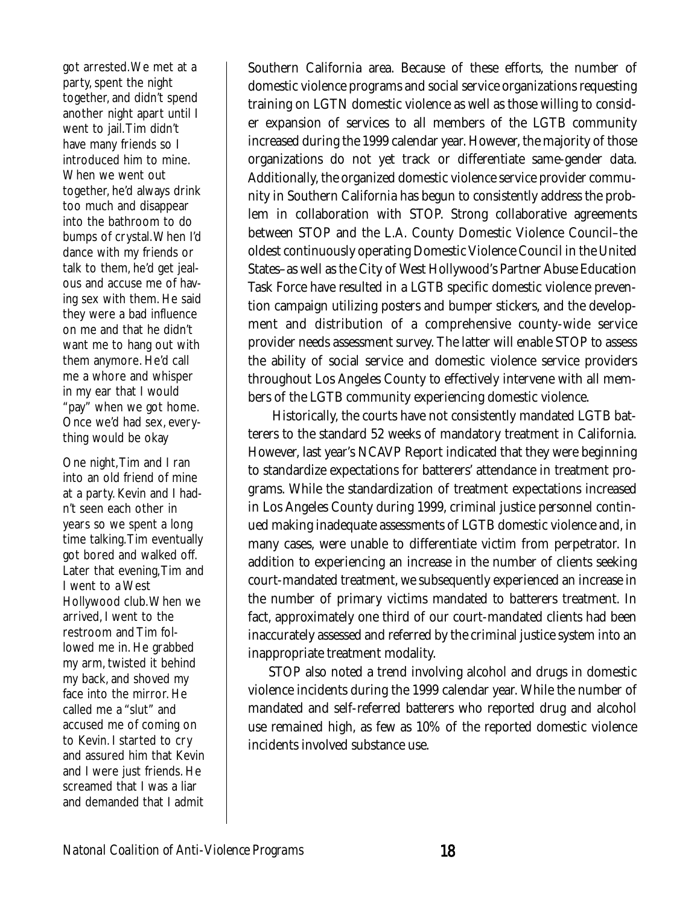got arrested. We met at a party, spent the night together, and didn't spend another night apart until I went to jail. Tim didn't have many friends so I introduced him to mine. When we went out together, he'd always drink too much and disappear into the bathroom to do bumps of crystal. When I'd dance with my friends or talk to them, he'd get jealous and accuse me of having sex with them. He said they were a bad influence on me and that he didn't want me to hang out with them anymore. He'd call me a whore and whisper in my ear that I would "pay" when we got home. Once we'd had sex, everything would be okay

One night, Tim and I ran into an old friend of mine at a party. Kevin and I hadn't seen each other in years so we spent a long time talking. Tim eventually got bored and walked off. Later that evening, Tim and I went to a West Hollywood club. When we arrived, I went to the restroom and Tim followed me in. He grabbed my arm, twisted it behind my back, and shoved my face into the mirror. He called me a "slut" and accused me of coming on to Kevin. I started to cry and assured him that Kevin and I were just friends. He screamed that I was a liar and demanded that I admit

Southern California area. Because of these efforts, the number of domestic violence programs and social service organizations requesting training on LGTN domestic violence as well as those willing to consider expansion of services to all members of the LGTB community increased during the 1999 calendar year. However, the majority of those organizations do not yet track or differentiate same-gender data. Additionally, the organized domestic violence service provider community in Southern California has begun to consistently address the problem in collaboration with STOP. Strong collaborative agreements between STOP and the L.A. County Domestic Violence Council–the oldest continuously operating Domestic Violence Council in the United States–as well as the City of West Hollywood's Partner Abuse Education Task Force have resulted in a LGTB specific domestic violence prevention campaign utilizing posters and bumper stickers, and the development and distribution of a comprehensive county-wide service provider needs assessment survey. The latter will enable STOP to assess the ability of social service and domestic violence service providers throughout Los Angeles County to effectively intervene with all members of the LGTB community experiencing domestic violence.

Historically, the courts have not consistently mandated LGTB batterers to the standard 52 weeks of mandatory treatment in California. However, last year's NCAVP Report indicated that they were beginning to standardize expectations for batterers' attendance in treatment programs. While the standardization of treatment expectations increased in Los Angeles County during 1999, criminal justice personnel continued making inadequate assessments of LGTB domestic violence and, in many cases, were unable to differentiate victim from perpetrator. In addition to experiencing an increase in the number of clients seeking court-mandated treatment, we subsequently experienced an increase in the number of primary victims mandated to batterers treatment. In fact, approximately one third of our court-mandated clients had been inaccurately assessed and referred by the criminal justice system into an inappropriate treatment modality.

STOP also noted a trend involving alcohol and drugs in domestic violence incidents during the 1999 calendar year. While the number of mandated and self-referred batterers who reported drug and alcohol use remained high, as few as 10% of the reported domestic violence incidents involved substance use.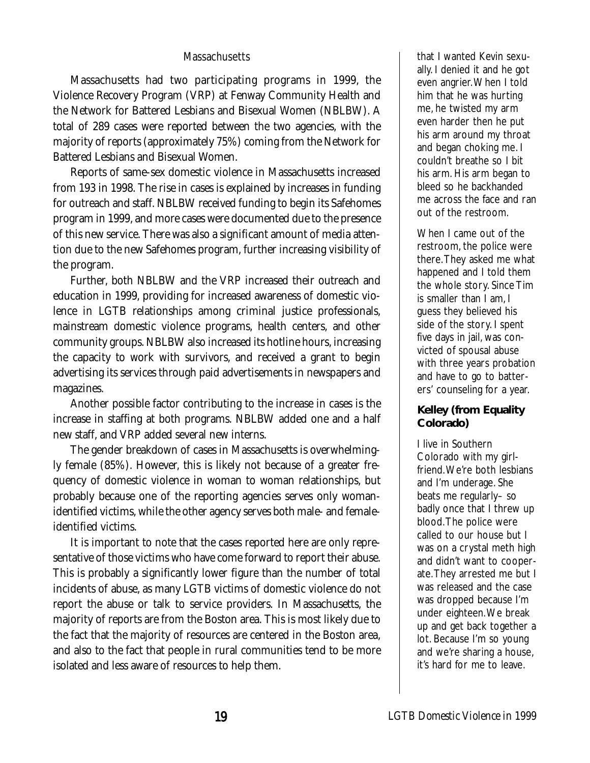### Massachusetts

Massachusetts had two participating programs in 1999, the Violence Recovery Program (VRP) at Fenway Community Health and the Network for Battered Lesbians and Bisexual Women (NBLBW). A total of 289 cases were reported between the two agencies, with the majority of reports (approximately 75%) coming from the Network for Battered Lesbians and Bisexual Women.

Reports of same-sex domestic violence in Massachusetts increased from 193 in 1998. The rise in cases is explained by increases in funding for outreach and staff. NBLBW received funding to begin its Safehomes program in 1999, and more cases were documented due to the presence of this new service. There was also a significant amount of media attention due to the new Safehomes program, further increasing visibility of the program.

Further, both NBLBW and the VRP increased their outreach and education in 1999, providing for increased awareness of domestic violence in LGTB relationships among criminal justice professionals, mainstream domestic violence programs, health centers, and other community groups. NBLBW also increased its hotline hours, increasing the capacity to work with survivors, and received a grant to begin advertising its services through paid advertisements in newspapers and magazines.

Another possible factor contributing to the increase in cases is the increase in staffing at both programs. NBLBW added one and a half new staff, and VRP added several new interns.

The gender breakdown of cases in Massachusetts is overwhelmingly female (85%). However, this is likely not because of a greater frequency of domestic violence in woman to woman relationships, but probably because one of the reporting agencies serves only woman-identified victims, while the other agency serves both male- and female-identified victims.

It is important to note that the cases reported here are only representative of those victims who have come forward to report their abuse. This is probably a significantly lower figure than the number of total incidents of abuse, as many LGTB victims of domestic violence do not report the abuse or talk to service providers. In Massachusetts, the majority of reports are from the Boston area. This is most likely due to the fact that the majority of resources are centered in the Boston area, and also to the fact that people in rural communities tend to be more isolated and less aware of resources to help them.

that I wanted Kevin sexually. I denied it and he got even angrier. When I told him that he was hurting me, he twisted my arm even harder then he put his arm around my throat and began choking me. I couldn't breathe so I bit his arm. His arm began to bleed so he backhanded me across the face and ran out of the restroom.

When I came out of the restroom, the police were there. They asked me what happened and I told them the whole story. Since Tim is smaller than I am, I guess they believed his side of the story. I spent five days in jail, was convicted of spousal abuse with three years probation and have to go to batterers' counseling for a year.

**Kelley (from Equality Colorado)**

I live in Southern Colorado with my girlfriend. We're both lesbians and I'm underage. She beats me regularly– so badly once that I threw up blood. The police were called to our house but I was on a crystal meth high and didn't want to cooperate. They arrested me but I was released and the case was dropped because I'm under eighteen. We break up and get back together a lot. Because I'm so young and we're sharing a house, it's hard for me to leave.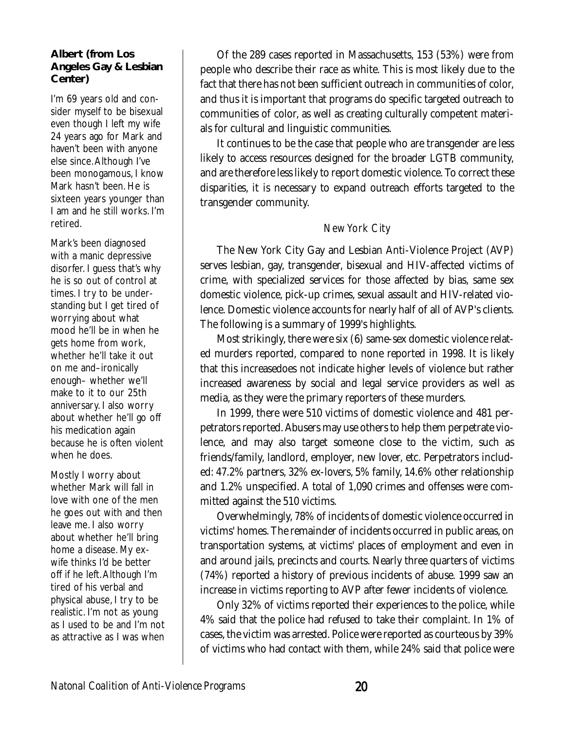**Albert (from Los Angeles Gay & Lesbian Center)**

I'm 69 years old and consider myself to be bisexual even though I left my wife 24 years ago for Mark and haven't been with anyone else since. Although I've been monogamous, I know Mark hasn't been. He is sixteen years younger than I am and he still works. I'm retired.

Mark's been diagnosed with a manic depressive disorfer. I guess that's why he is so out of control at times. I try to be understanding but I get tired of worrying about what mood he'll be in when he gets home from work, whether he'll take it out on me and–ironically enough– whether we'll make to it to our 25th anniversary. I also worry about whether he'll go off his medication again because he is often violent when he does.

Mostly I worry about whether Mark will fall in love with one of the men he goes out with and then leave me. I also worry about whether he'll bring home a disease. My ex-wife thinks I'd be better off if he left. Although I'm tired of his verbal and physical abuse, I try to be realistic. I'm not as young as I used to be and I'm not as attractive as I was when

Of the 289 cases reported in Massachusetts, 153 (53%) were from people who describe their race as white. This is most likely due to the fact that there has not been sufficient outreach in communities of color, and thus it is important that programs do specific targeted outreach to communities of color, as well as creating culturally competent materials for cultural and linguistic communities.

It continues to be the case that people who are transgender are less likely to access resources designed for the broader LGTB community, and are therefore less likely to report domestic violence. To correct these disparities, it is necessary to expand outreach efforts targeted to the transgender community.

### *New York City*

The New York City Gay and Lesbian Anti-Violence Project (AVP) serves lesbian, gay, transgender, bisexual and HIV-affected victims of crime, with specialized services for those affected by bias, same sex domestic violence, pick-up crimes, sexual assault and HIV-related violence. Domestic violence accounts for nearly half of all of AVP's clients. The following is a summary of 1999's highlights.

Most strikingly, there were six (6) same-sex domestic violence related murders reported, compared to none reported in 1998. It is likely that this increasedoes not indicate higher levels of violence but rather increased awareness by social and legal service providers as well as media, as they were the primary reporters of these murders.

In 1999, there were 510 victims of domestic violence and 481 perpetrators reported. Abusers may use others to help them perpetrate violence, and may also target someone close to the victim, such as friends/family, landlord, employer, new lover, etc. Perpetrators included: 47.2% partners, 32% ex-lovers, 5% family, 14.6% other relationship and 1.2% unspecified. A total of 1,090 crimes and offenses were committed against the 510 victims.

Overwhelmingly, 78% of incidents of domestic violence occurred in victims' homes. The remainder of incidents occurred in public areas, on transportation systems, at victims' places of employment and even in and around jails, precincts and courts. Nearly three quarters of victims (74%) reported a history of previous incidents of abuse. 1999 saw an increase in victims reporting to AVP after fewer incidents of violence.

Only 32% of victims reported their experiences to the police, while 4% said that the police had refused to take their complaint. In 1% of cases, the victim was arrested. Police were reported as courteous by 39% of victims who had contact with them, while 24% said that police were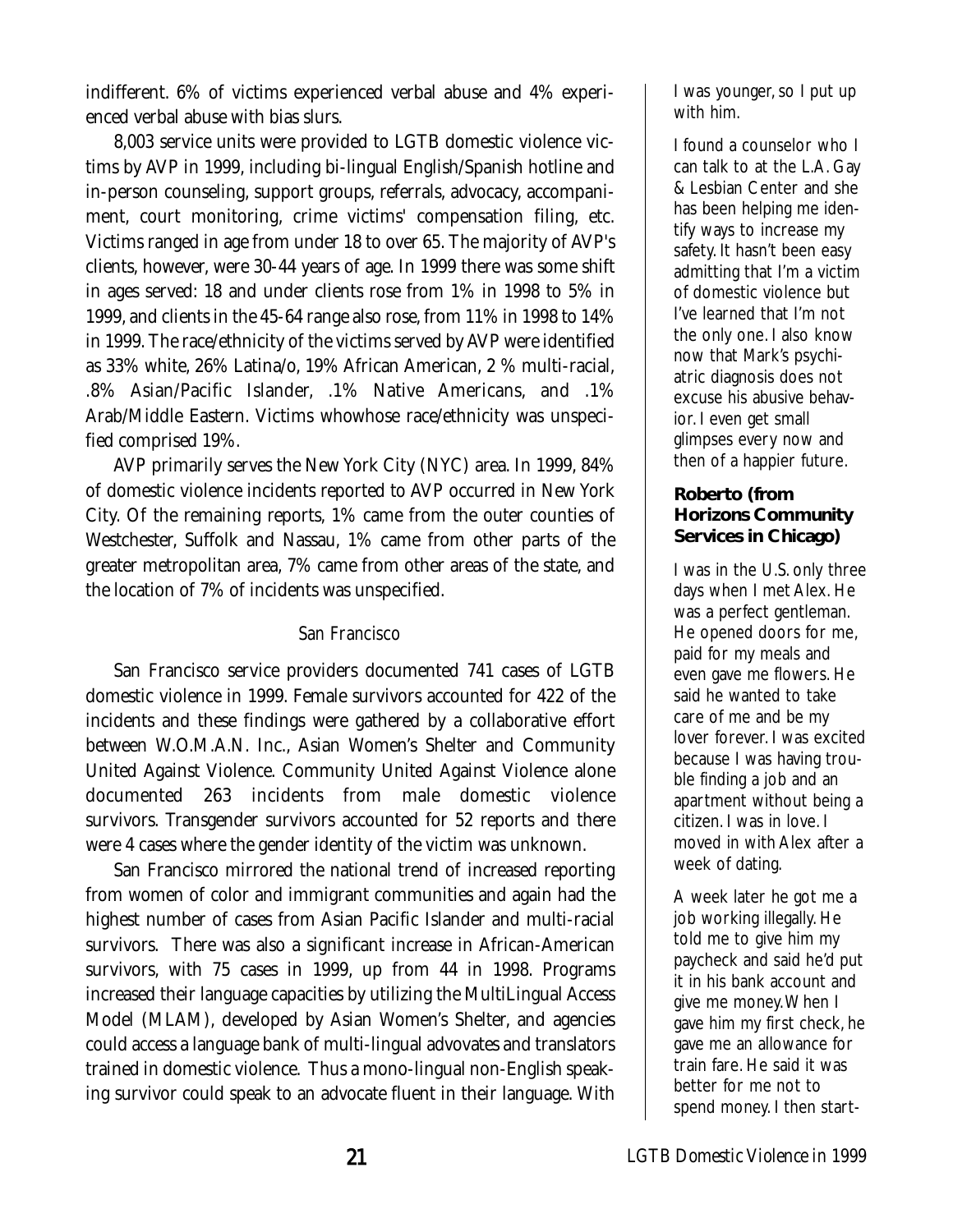indifferent. 6% of victims experienced verbal abuse and 4% experienced verbal abuse with bias slurs.

8,003 service units were provided to LGTB domestic violence victims by AVP in 1999, including bi-lingual English/Spanish hotline and in-person counseling, support groups, referrals, advocacy, accompaniment, court monitoring, crime victims' compensation filing, etc. Victims ranged in age from under 18 to over 65. The majority of AVP's clients, however, were 30-44 years of age. In 1999 there was some shift in ages served: 18 and under clients rose from 1% in 1998 to 5% in 1999, and clients in the 45-64 range also rose, from 11% in 1998 to 14% in 1999. The race/ethnicity of the victims served by AVP were identified as 33% white, 26% Latina/o, 19% African American, 2 % multi-racial, .8% Asian/Pacific Islander, .1% Native Americans, and .1% Arab/Middle Eastern. Victims whowhose race/ethnicity was unspecified comprised 19%.

AVP primarily serves the New York City (NYC) area. In 1999, 84% of domestic violence incidents reported to AVP occurred in New York City. Of the remaining reports, 1% came from the outer counties of Westchester, Suffolk and Nassau, 1% came from other parts of the greater metropolitan area, 7% came from other areas of the state, and the location of 7% of incidents was unspecified.

### San Francisco

San Francisco service providers documented 741 cases of LGTB domestic violence in 1999. Female survivors accounted for 422 of the incidents and these findings were gathered by a collaborative effort between W.O.M.A.N. Inc., Asian Women's Shelter and Community United Against Violence. Community United Against Violence alone documented 263 incidents from male domestic violence survivors. Transgender survivors accounted for 52 reports and there were 4 cases where the gender identity of the victim was unknown.

San Francisco mirrored the national trend of increased reporting from women of color and immigrant communities and again had the highest number of cases from Asian Pacific Islander and multi-racial survivors. There was also a significant increase in African-American survivors, with 75 cases in 1999, up from 44 in 1998. Programs increased their language capacities by utilizing the MultiLingual Access Model (MLAM), developed by Asian Women's Shelter, and agencies could access a language bank of multi-lingual advovates and translators trained in domestic violence. Thus a mono-lingual non-English speaking survivor could speak to an advocate fluent in their language. With

I was younger, so I put up with him.

I found a counselor who I can talk to at the L.A. Gay & Lesbian Center and she has been helping me identify ways to increase my safety. It hasn't been easy admitting that I'm a victim of domestic violence but I've learned that I'm not the only one. I also know now that Mark's psychiatric diagnosis does not excuse his abusive behavior. I even get small glimpses every now and then of a happier future.

**Roberto (from Horizons Community Services in Chicago)**

I was in the U.S. only three days when I met Alex. He was a perfect gentleman. He opened doors for me, paid for my meals and even gave me flowers. He said he wanted to take care of me and be my lover forever. I was excited because I was having trouble finding a job and an apartment without being a citizen. I was in love. I moved in with Alex after a week of dating.

A week later he got me a job working illegally. He told me to give him my paycheck and said he'd put it in his bank account and give me money. When I gave him my first check, he gave me an allowance for train fare. He said it was better for me not to spend money. I then start-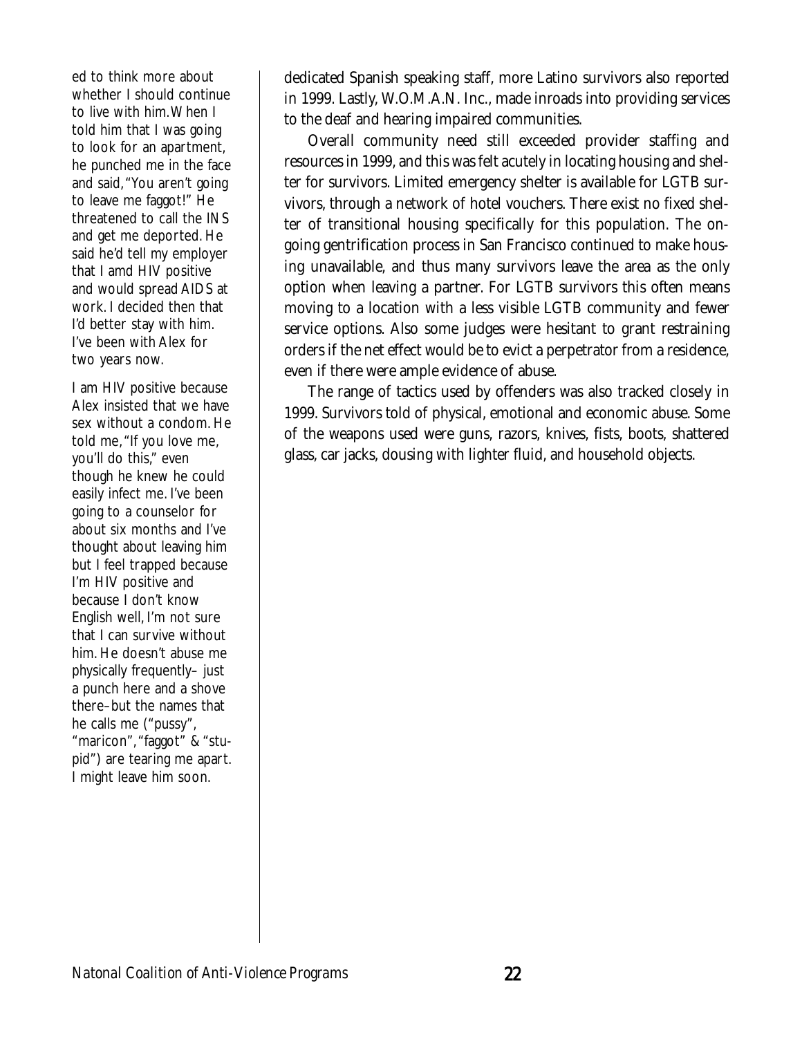ed to think more about whether I should continue to live with him. When I told him that I was going to look for an apartment, he punched me in the face and said, "You aren't going to leave me faggot!" He threatened to call the INS and get me deported. He said he'd tell my employer that I amd HIV positive and would spread AIDS at work. I decided then that I'd better stay with him. I've been with Alex for two years now.

I am HIV positive because Alex insisted that we have sex without a condom. He told me, "If you love me, you'll do this," even though he knew he could easily infect me. I've been going to a counselor for about six months and I've thought about leaving him but I feel trapped because I'm HIV positive and because I don't know English well, I'm not sure that I can survive without him. He doesn't abuse me physically frequently– just a punch here and a shove there–but the names that he calls me ("pussy", "maricon", "faggot" & "stupid") are tearing me apart. I might leave him soon.

dedicated Spanish speaking staff, more Latino survivors also reported in 1999. Lastly, W.O.M.A.N. Inc., made inroads into providing services to the deaf and hearing impaired communities.

Overall community need still exceeded provider staffing and resources in 1999, and this was felt acutely in locating housing and shelter for survivors. Limited emergency shelter is available for LGTB survivors, through a network of hotel vouchers. There exist no fixed shelter of transitional housing specifically for this population. The ongoing gentrification process in San Francisco continued to make housing unavailable, and thus many survivors leave the area as the only option when leaving a partner. For LGTB survivors this often means moving to a location with a less visible LGTB community and fewer service options. Also some judges were hesitant to grant restraining orders if the net effect would be to evict a perpetrator from a residence, even if there were ample evidence of abuse.

The range of tactics used by offenders was also tracked closely in 1999. Survivors told of physical, emotional and economic abuse. Some of the weapons used were guns, razors, knives, fists, boots, shattered glass, car jacks, dousing with lighter fluid, and household objects.